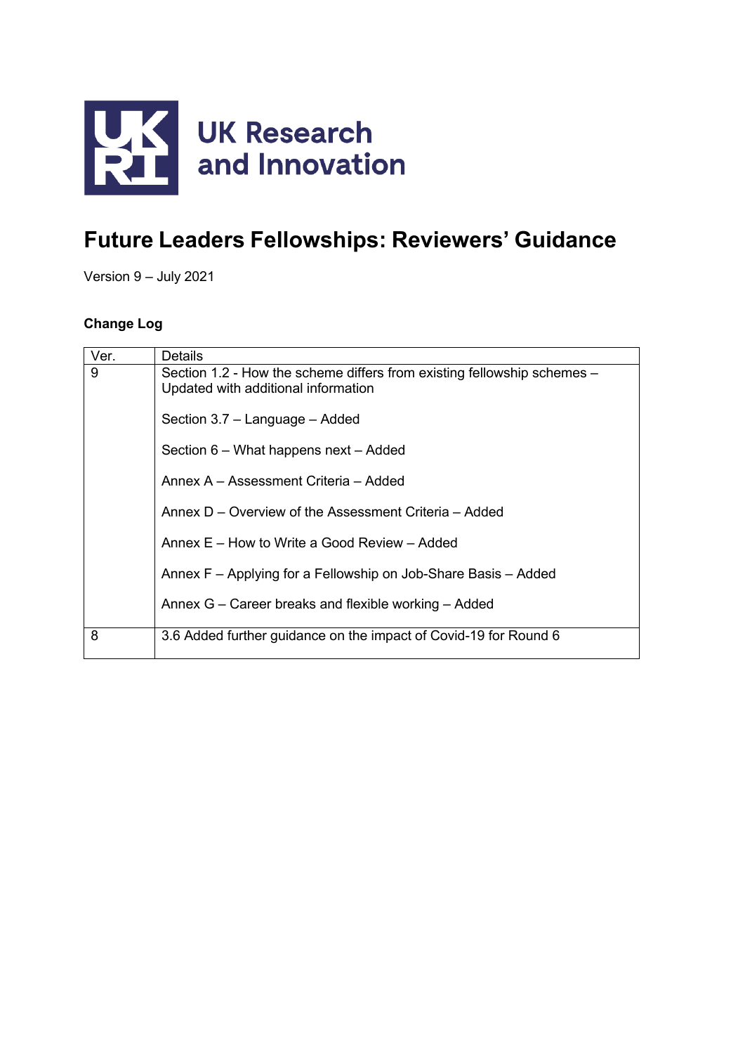UK Research and Innovation

# Future Leaders Fellowships: Reviewers' Guidance

Version 9 – July 2021

**Change Log**

| Ver. | Details |
|---|---|
| 9 | Section 1.2 - How the scheme differs from existing fellowship schemes – Updated with additional information<br><br>Section 3.7 – Language – Added<br><br>Section 6 – What happens next – Added<br><br>Annex A – Assessment Criteria – Added<br><br>Annex D – Overview of the Assessment Criteria – Added<br><br>Annex E – How to Write a Good Review – Added<br><br>Annex F – Applying for a Fellowship on Job-Share Basis – Added<br><br>Annex G – Career breaks and flexible working – Added |
| 8 | 3.6 Added further guidance on the impact of Covid-19 for Round 6 |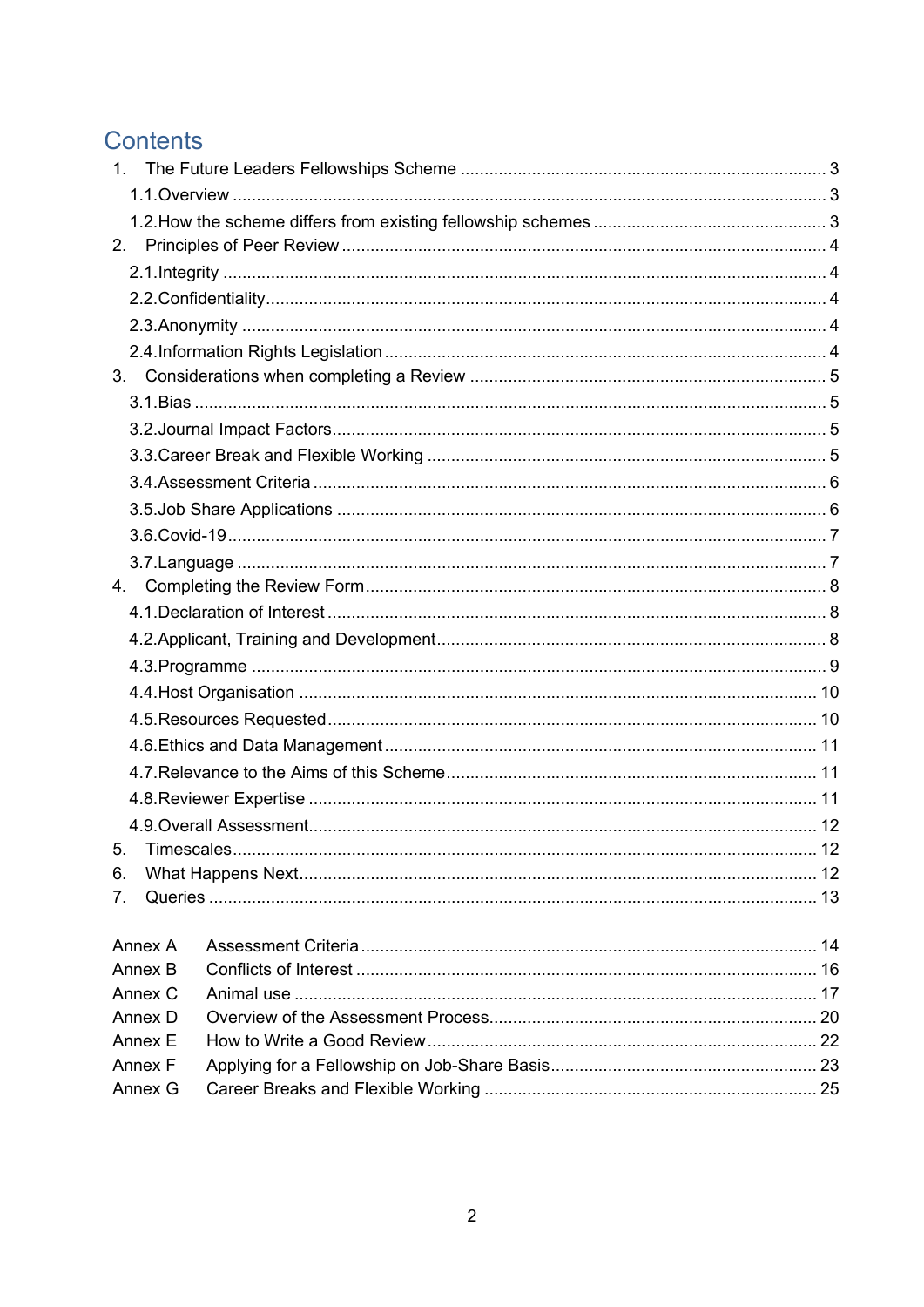# Contents

1. The Future Leaders Fellowships Scheme ..... 3
   - 1.1. Overview ..... 3
   - 1.2. How the scheme differs from existing fellowship schemes ..... 3
2. Principles of Peer Review ..... 4
   - 2.1. Integrity ..... 4
   - 2.2. Confidentiality ..... 4
   - 2.3. Anonymity ..... 4
   - 2.4. Information Rights Legislation ..... 4
3. Considerations when completing a Review ..... 5
   - 3.1. Bias ..... 5
   - 3.2. Journal Impact Factors ..... 5
   - 3.3. Career Break and Flexible Working ..... 5
   - 3.4. Assessment Criteria ..... 6
   - 3.5. Job Share Applications ..... 6
   - 3.6. Covid-19 ..... 7
   - 3.7. Language ..... 7
4. Completing the Review Form ..... 8
   - 4.1. Declaration of Interest ..... 8
   - 4.2. Applicant, Training and Development ..... 8
   - 4.3. Programme ..... 9
   - 4.4. Host Organisation ..... 10
   - 4.5. Resources Requested ..... 10
   - 4.6. Ethics and Data Management ..... 11
   - 4.7. Relevance to the Aims of this Scheme ..... 11
   - 4.8. Reviewer Expertise ..... 11
   - 4.9. Overall Assessment ..... 12
5. Timescales ..... 12
6. What Happens Next ..... 12
7. Queries ..... 13

- Annex A Assessment Criteria ..... 14
- Annex B Conflicts of Interest ..... 16
- Annex C Animal use ..... 17
- Annex D Overview of the Assessment Process ..... 20
- Annex E How to Write a Good Review ..... 22
- Annex F Applying for a Fellowship on Job-Share Basis ..... 23
- Annex G Career Breaks and Flexible Working ..... 25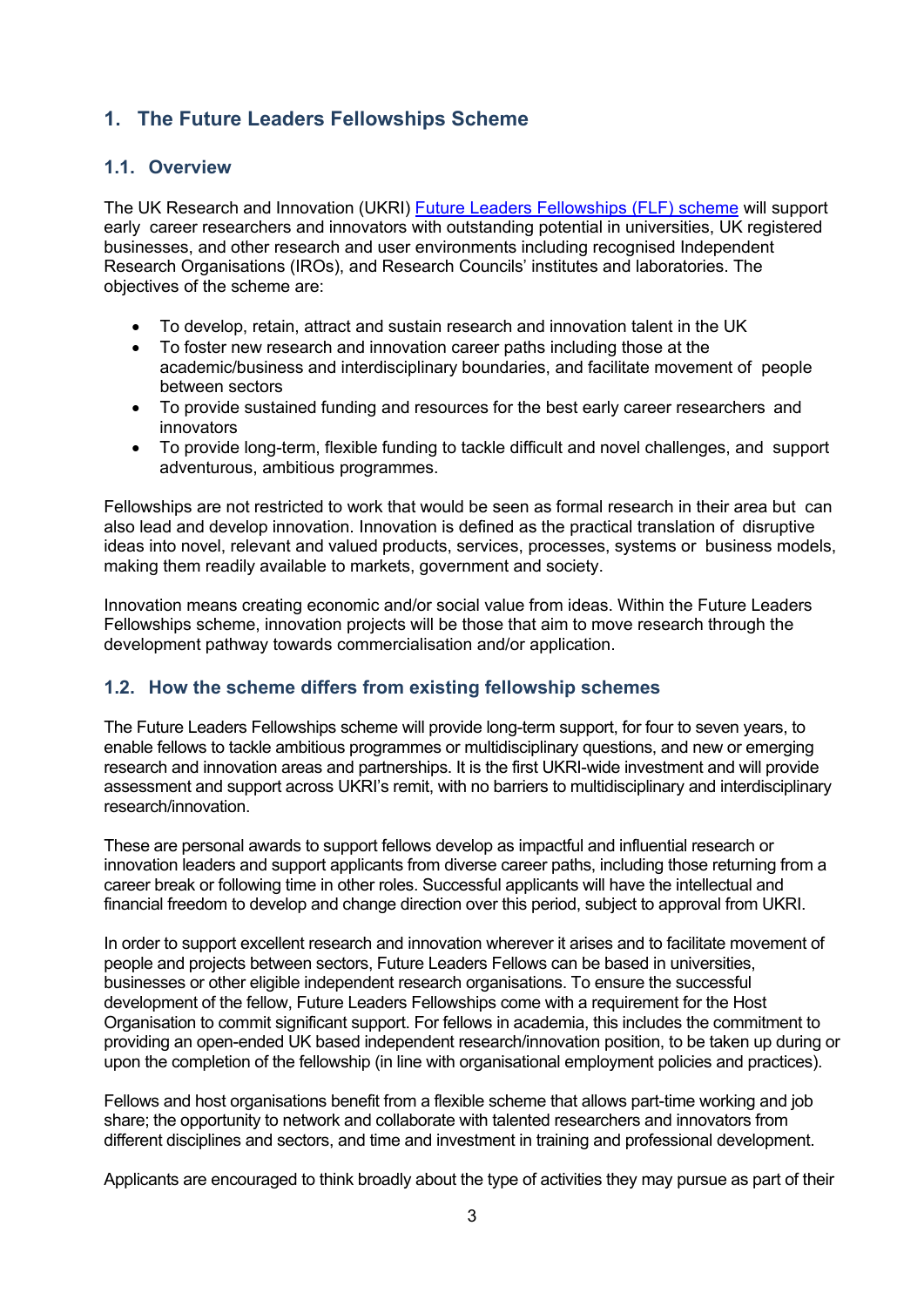# 1. The Future Leaders Fellowships Scheme

## 1.1. Overview

The UK Research and Innovation (UKRI) [Future Leaders Fellowships (FLF) scheme](#) will support early career researchers and innovators with outstanding potential in universities, UK registered businesses, and other research and user environments including recognised Independent Research Organisations (IROs), and Research Councils' institutes and laboratories. The objectives of the scheme are:

- To develop, retain, attract and sustain research and innovation talent in the UK
- To foster new research and innovation career paths including those at the academic/business and interdisciplinary boundaries, and facilitate movement of people between sectors
- To provide sustained funding and resources for the best early career researchers and innovators
- To provide long-term, flexible funding to tackle difficult and novel challenges, and support adventurous, ambitious programmes.

Fellowships are not restricted to work that would be seen as formal research in their area but can also lead and develop innovation. Innovation is defined as the practical translation of disruptive ideas into novel, relevant and valued products, services, processes, systems or business models, making them readily available to markets, government and society.

Innovation means creating economic and/or social value from ideas. Within the Future Leaders Fellowships scheme, innovation projects will be those that aim to move research through the development pathway towards commercialisation and/or application.

## 1.2. How the scheme differs from existing fellowship schemes

The Future Leaders Fellowships scheme will provide long-term support, for four to seven years, to enable fellows to tackle ambitious programmes or multidisciplinary questions, and new or emerging research and innovation areas and partnerships. It is the first UKRI-wide investment and will provide assessment and support across UKRI's remit, with no barriers to multidisciplinary and interdisciplinary research/innovation.

These are personal awards to support fellows develop as impactful and influential research or innovation leaders and support applicants from diverse career paths, including those returning from a career break or following time in other roles. Successful applicants will have the intellectual and financial freedom to develop and change direction over this period, subject to approval from UKRI.

In order to support excellent research and innovation wherever it arises and to facilitate movement of people and projects between sectors, Future Leaders Fellows can be based in universities, businesses or other eligible independent research organisations. To ensure the successful development of the fellow, Future Leaders Fellowships come with a requirement for the Host Organisation to commit significant support. For fellows in academia, this includes the commitment to providing an open-ended UK based independent research/innovation position, to be taken up during or upon the completion of the fellowship (in line with organisational employment policies and practices).

Fellows and host organisations benefit from a flexible scheme that allows part-time working and job share; the opportunity to network and collaborate with talented researchers and innovators from different disciplines and sectors, and time and investment in training and professional development.

Applicants are encouraged to think broadly about the type of activities they may pursue as part of their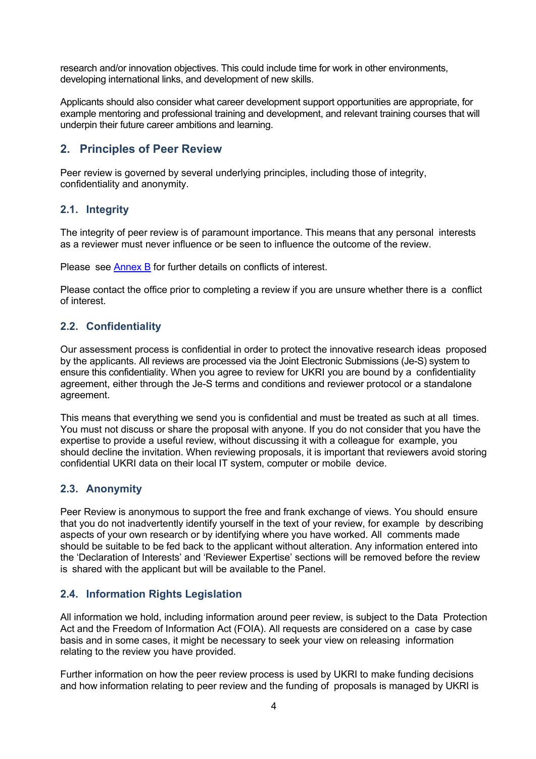research and/or innovation objectives. This could include time for work in other environments, developing international links, and development of new skills.

Applicants should also consider what career development support opportunities are appropriate, for example mentoring and professional training and development, and relevant training courses that will underpin their future career ambitions and learning.

## 2. Principles of Peer Review

Peer review is governed by several underlying principles, including those of integrity, confidentiality and anonymity.

### 2.1. Integrity

The integrity of peer review is of paramount importance. This means that any personal interests as a reviewer must never influence or be seen to influence the outcome of the review.

Please see [Annex B](#) for further details on conflicts of interest.

Please contact the office prior to completing a review if you are unsure whether there is a conflict of interest.

### 2.2. Confidentiality

Our assessment process is confidential in order to protect the innovative research ideas proposed by the applicants. All reviews are processed via the Joint Electronic Submissions (Je-S) system to ensure this confidentiality. When you agree to review for UKRI you are bound by a confidentiality agreement, either through the Je-S terms and conditions and reviewer protocol or a standalone agreement.

This means that everything we send you is confidential and must be treated as such at all times. You must not discuss or share the proposal with anyone. If you do not consider that you have the expertise to provide a useful review, without discussing it with a colleague for example, you should decline the invitation. When reviewing proposals, it is important that reviewers avoid storing confidential UKRI data on their local IT system, computer or mobile device.

### 2.3. Anonymity

Peer Review is anonymous to support the free and frank exchange of views. You should ensure that you do not inadvertently identify yourself in the text of your review, for example by describing aspects of your own research or by identifying where you have worked. All comments made should be suitable to be fed back to the applicant without alteration. Any information entered into the 'Declaration of Interests' and 'Reviewer Expertise' sections will be removed before the review is shared with the applicant but will be available to the Panel.

### 2.4. Information Rights Legislation

All information we hold, including information around peer review, is subject to the Data Protection Act and the Freedom of Information Act (FOIA). All requests are considered on a case by case basis and in some cases, it might be necessary to seek your view on releasing information relating to the review you have provided.

Further information on how the peer review process is used by UKRI to make funding decisions and how information relating to peer review and the funding of proposals is managed by UKRI is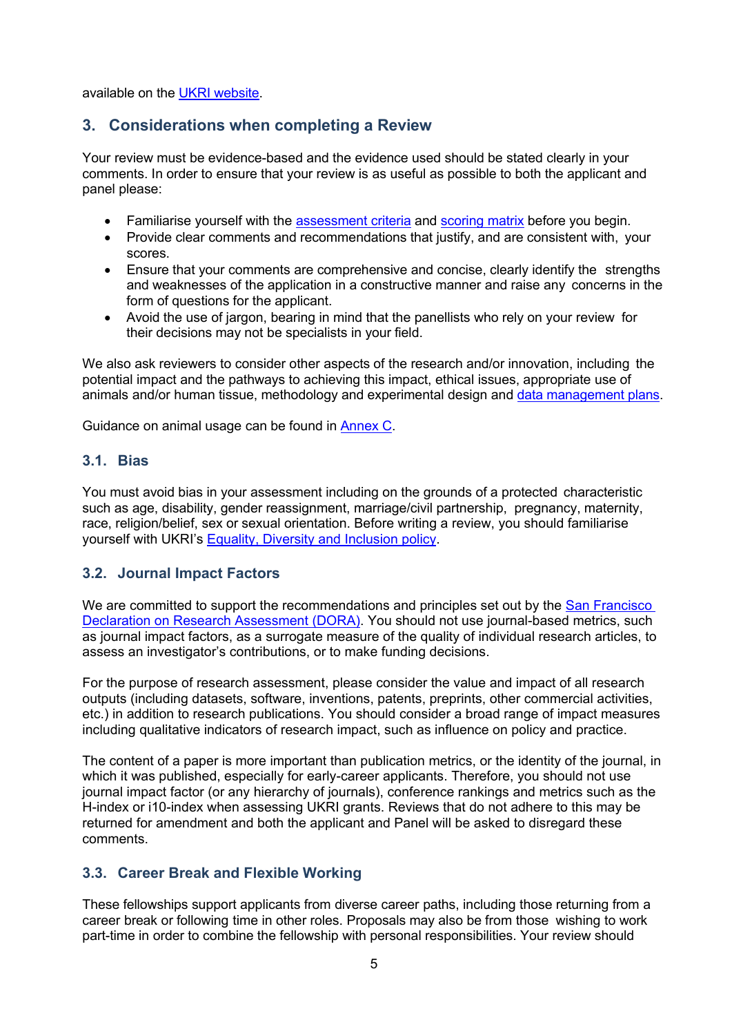available on the UKRI website.

## 3. Considerations when completing a Review

Your review must be evidence-based and the evidence used should be stated clearly in your comments. In order to ensure that your review is as useful as possible to both the applicant and panel please:

- Familiarise yourself with the assessment criteria and scoring matrix before you begin.
- Provide clear comments and recommendations that justify, and are consistent with, your scores.
- Ensure that your comments are comprehensive and concise, clearly identify the strengths and weaknesses of the application in a constructive manner and raise any concerns in the form of questions for the applicant.
- Avoid the use of jargon, bearing in mind that the panellists who rely on your review for their decisions may not be specialists in your field.

We also ask reviewers to consider other aspects of the research and/or innovation, including the potential impact and the pathways to achieving this impact, ethical issues, appropriate use of animals and/or human tissue, methodology and experimental design and data management plans.

Guidance on animal usage can be found in Annex C.

### 3.1. Bias

You must avoid bias in your assessment including on the grounds of a protected characteristic such as age, disability, gender reassignment, marriage/civil partnership, pregnancy, maternity, race, religion/belief, sex or sexual orientation. Before writing a review, you should familiarise yourself with UKRI's Equality, Diversity and Inclusion policy.

### 3.2. Journal Impact Factors

We are committed to support the recommendations and principles set out by the San Francisco Declaration on Research Assessment (DORA). You should not use journal-based metrics, such as journal impact factors, as a surrogate measure of the quality of individual research articles, to assess an investigator's contributions, or to make funding decisions.

For the purpose of research assessment, please consider the value and impact of all research outputs (including datasets, software, inventions, patents, preprints, other commercial activities, etc.) in addition to research publications. You should consider a broad range of impact measures including qualitative indicators of research impact, such as influence on policy and practice.

The content of a paper is more important than publication metrics, or the identity of the journal, in which it was published, especially for early-career applicants. Therefore, you should not use journal impact factor (or any hierarchy of journals), conference rankings and metrics such as the H-index or i10-index when assessing UKRI grants. Reviews that do not adhere to this may be returned for amendment and both the applicant and Panel will be asked to disregard these comments.

### 3.3. Career Break and Flexible Working

These fellowships support applicants from diverse career paths, including those returning from a career break or following time in other roles. Proposals may also be from those wishing to work part-time in order to combine the fellowship with personal responsibilities. Your review should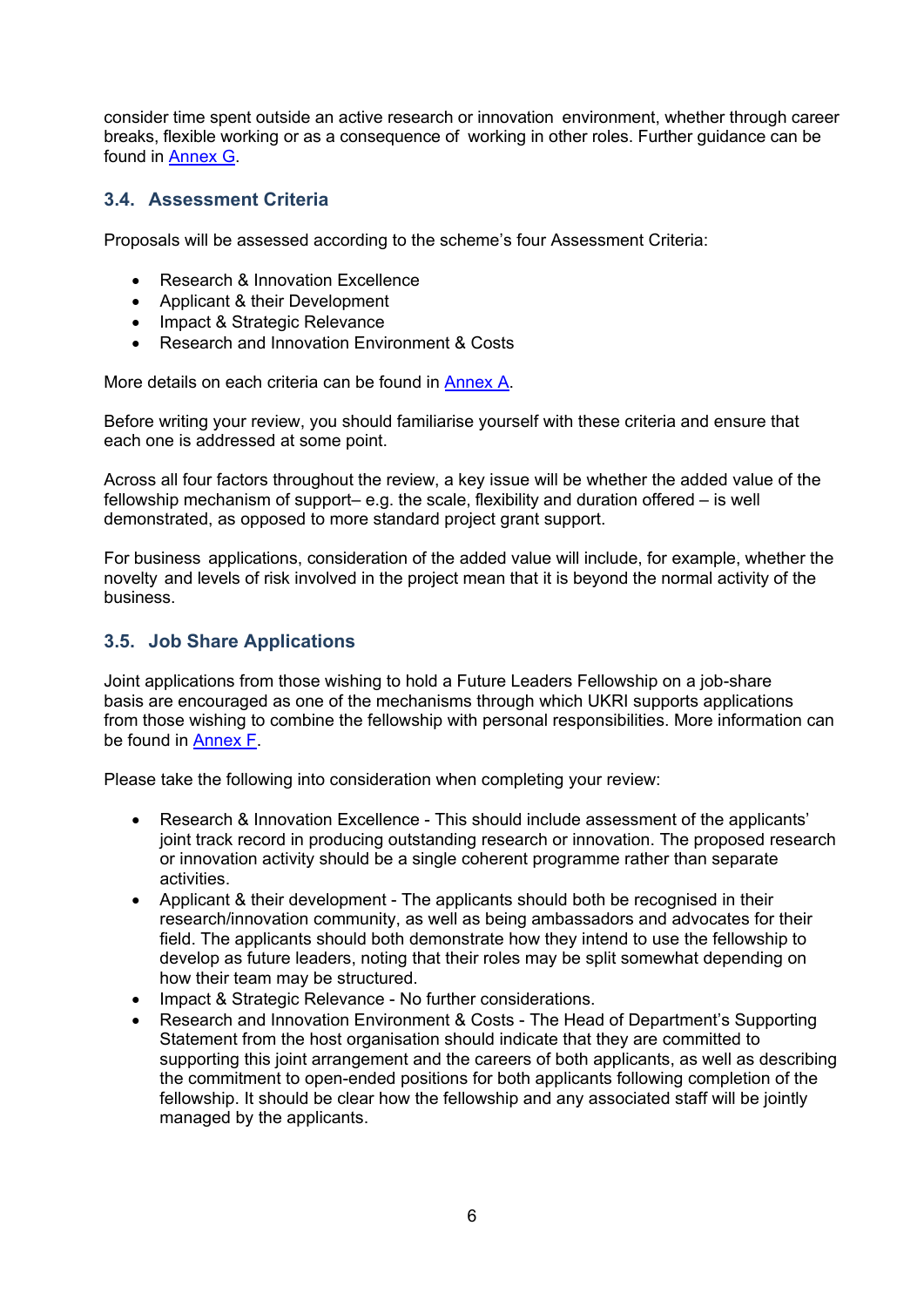consider time spent outside an active research or innovation environment, whether through career breaks, flexible working or as a consequence of working in other roles. Further guidance can be found in [Annex G](#).

### 3.4. Assessment Criteria

Proposals will be assessed according to the scheme's four Assessment Criteria:

- Research & Innovation Excellence
- Applicant & their Development
- Impact & Strategic Relevance
- Research and Innovation Environment & Costs

More details on each criteria can be found in [Annex A](#).

Before writing your review, you should familiarise yourself with these criteria and ensure that each one is addressed at some point.

Across all four factors throughout the review, a key issue will be whether the added value of the fellowship mechanism of support– e.g. the scale, flexibility and duration offered – is well demonstrated, as opposed to more standard project grant support.

For business applications, consideration of the added value will include, for example, whether the novelty and levels of risk involved in the project mean that it is beyond the normal activity of the business.

### 3.5. Job Share Applications

Joint applications from those wishing to hold a Future Leaders Fellowship on a job-share basis are encouraged as one of the mechanisms through which UKRI supports applications from those wishing to combine the fellowship with personal responsibilities. More information can be found in [Annex F](#).

Please take the following into consideration when completing your review:

- Research & Innovation Excellence - This should include assessment of the applicants' joint track record in producing outstanding research or innovation. The proposed research or innovation activity should be a single coherent programme rather than separate activities.
- Applicant & their development - The applicants should both be recognised in their research/innovation community, as well as being ambassadors and advocates for their field. The applicants should both demonstrate how they intend to use the fellowship to develop as future leaders, noting that their roles may be split somewhat depending on how their team may be structured.
- Impact & Strategic Relevance - No further considerations.
- Research and Innovation Environment & Costs - The Head of Department's Supporting Statement from the host organisation should indicate that they are committed to supporting this joint arrangement and the careers of both applicants, as well as describing the commitment to open-ended positions for both applicants following completion of the fellowship. It should be clear how the fellowship and any associated staff will be jointly managed by the applicants.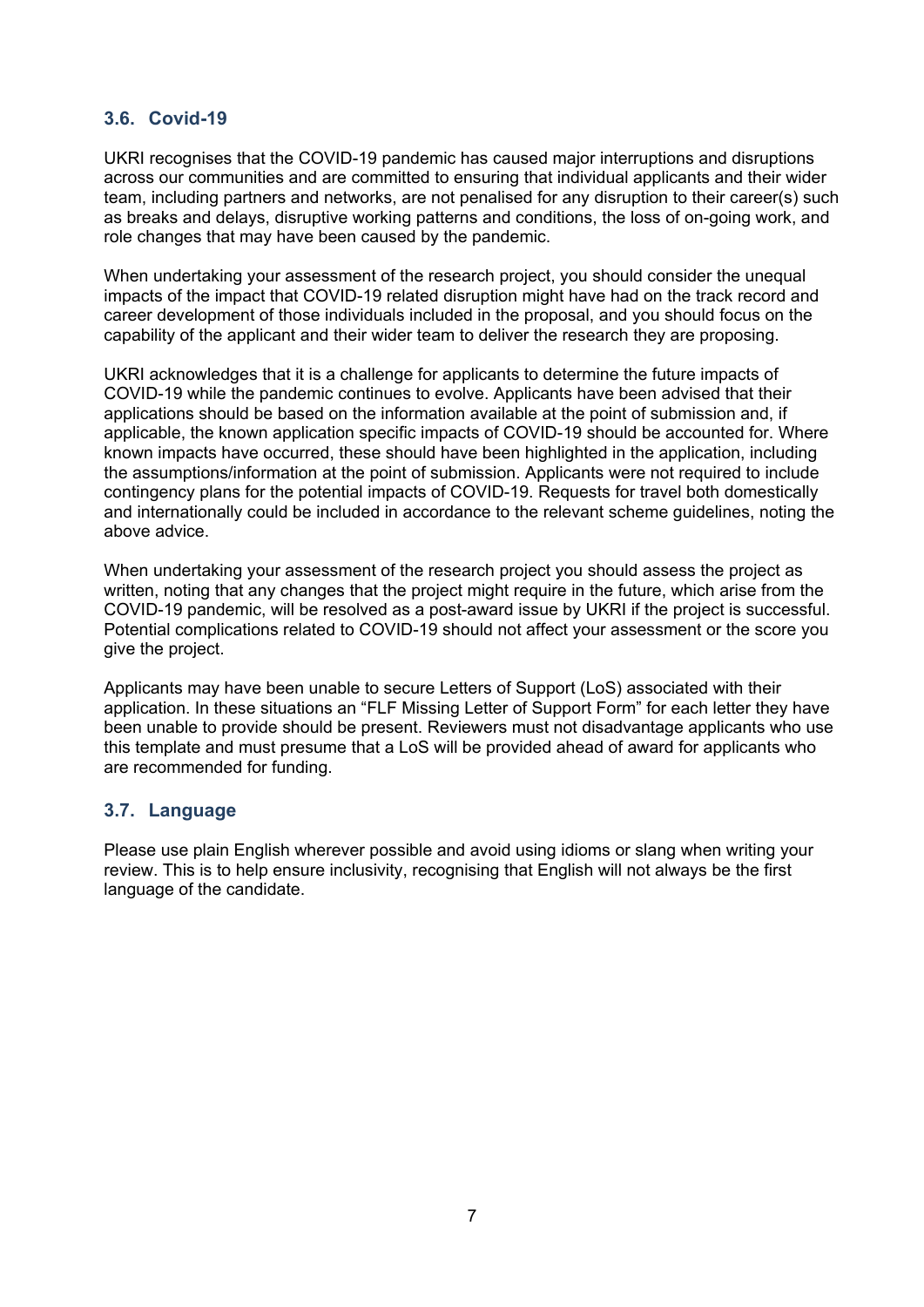### 3.6. Covid-19

UKRI recognises that the COVID-19 pandemic has caused major interruptions and disruptions across our communities and are committed to ensuring that individual applicants and their wider team, including partners and networks, are not penalised for any disruption to their career(s) such as breaks and delays, disruptive working patterns and conditions, the loss of on-going work, and role changes that may have been caused by the pandemic.

When undertaking your assessment of the research project, you should consider the unequal impacts of the impact that COVID-19 related disruption might have had on the track record and career development of those individuals included in the proposal, and you should focus on the capability of the applicant and their wider team to deliver the research they are proposing.

UKRI acknowledges that it is a challenge for applicants to determine the future impacts of COVID-19 while the pandemic continues to evolve. Applicants have been advised that their applications should be based on the information available at the point of submission and, if applicable, the known application specific impacts of COVID-19 should be accounted for. Where known impacts have occurred, these should have been highlighted in the application, including the assumptions/information at the point of submission. Applicants were not required to include contingency plans for the potential impacts of COVID-19. Requests for travel both domestically and internationally could be included in accordance to the relevant scheme guidelines, noting the above advice.

When undertaking your assessment of the research project you should assess the project as written, noting that any changes that the project might require in the future, which arise from the COVID-19 pandemic, will be resolved as a post-award issue by UKRI if the project is successful. Potential complications related to COVID-19 should not affect your assessment or the score you give the project.

Applicants may have been unable to secure Letters of Support (LoS) associated with their application. In these situations an "FLF Missing Letter of Support Form" for each letter they have been unable to provide should be present. Reviewers must not disadvantage applicants who use this template and must presume that a LoS will be provided ahead of award for applicants who are recommended for funding.

### 3.7. Language

Please use plain English wherever possible and avoid using idioms or slang when writing your review. This is to help ensure inclusivity, recognising that English will not always be the first language of the candidate.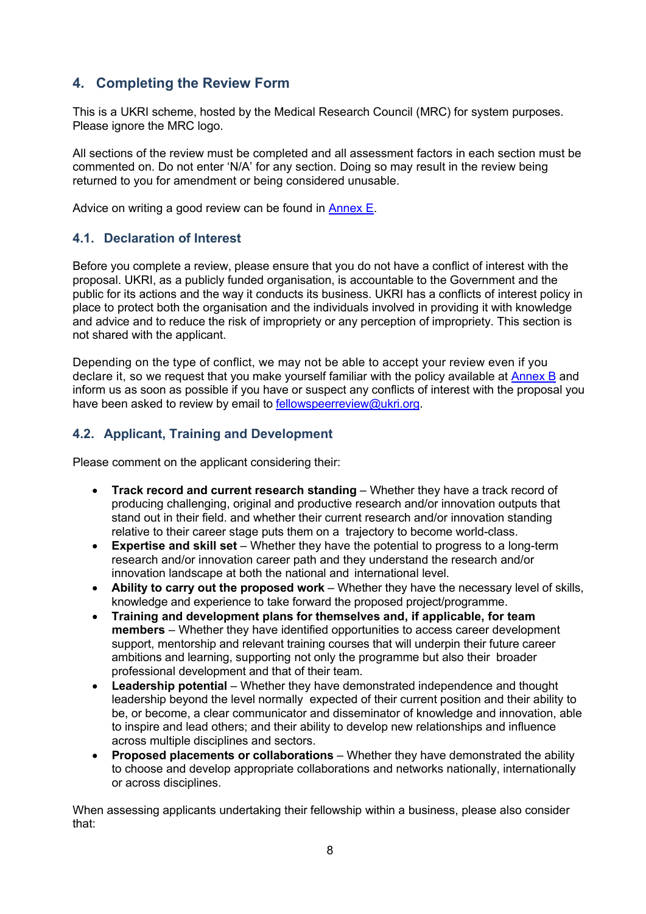## 4. Completing the Review Form

This is a UKRI scheme, hosted by the Medical Research Council (MRC) for system purposes. Please ignore the MRC logo.

All sections of the review must be completed and all assessment factors in each section must be commented on. Do not enter 'N/A' for any section. Doing so may result in the review being returned to you for amendment or being considered unusable.

Advice on writing a good review can be found in [Annex E](#).

### 4.1. Declaration of Interest

Before you complete a review, please ensure that you do not have a conflict of interest with the proposal. UKRI, as a publicly funded organisation, is accountable to the Government and the public for its actions and the way it conducts its business. UKRI has a conflicts of interest policy in place to protect both the organisation and the individuals involved in providing it with knowledge and advice and to reduce the risk of impropriety or any perception of impropriety. This section is not shared with the applicant.

Depending on the type of conflict, we may not be able to accept your review even if you declare it, so we request that you make yourself familiar with the policy available at [Annex B](#) and inform us as soon as possible if you have or suspect any conflicts of interest with the proposal you have been asked to review by email to [fellowspeerreview@ukri.org](mailto:fellowspeerreview@ukri.org).

### 4.2. Applicant, Training and Development

Please comment on the applicant considering their:

- **Track record and current research standing** – Whether they have a track record of producing challenging, original and productive research and/or innovation outputs that stand out in their field. and whether their current research and/or innovation standing relative to their career stage puts them on a trajectory to become world-class.
- **Expertise and skill set** – Whether they have the potential to progress to a long-term research and/or innovation career path and they understand the research and/or innovation landscape at both the national and international level.
- **Ability to carry out the proposed work** – Whether they have the necessary level of skills, knowledge and experience to take forward the proposed project/programme.
- **Training and development plans for themselves and, if applicable, for team members** – Whether they have identified opportunities to access career development support, mentorship and relevant training courses that will underpin their future career ambitions and learning, supporting not only the programme but also their broader professional development and that of their team.
- **Leadership potential** – Whether they have demonstrated independence and thought leadership beyond the level normally expected of their current position and their ability to be, or become, a clear communicator and disseminator of knowledge and innovation, able to inspire and lead others; and their ability to develop new relationships and influence across multiple disciplines and sectors.
- **Proposed placements or collaborations** – Whether they have demonstrated the ability to choose and develop appropriate collaborations and networks nationally, internationally or across disciplines.

When assessing applicants undertaking their fellowship within a business, please also consider that: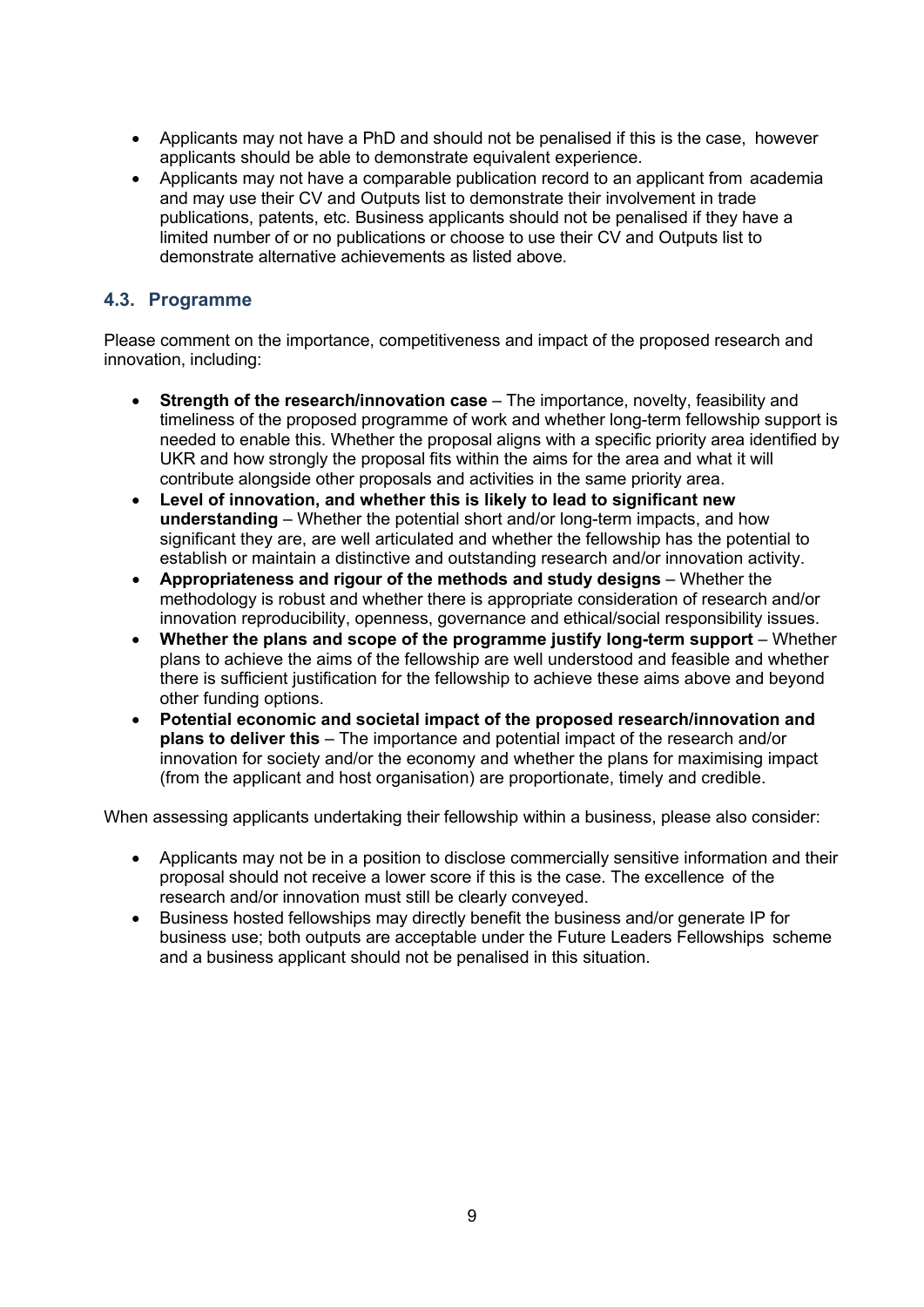- Applicants may not have a PhD and should not be penalised if this is the case, however applicants should be able to demonstrate equivalent experience.
- Applicants may not have a comparable publication record to an applicant from academia and may use their CV and Outputs list to demonstrate their involvement in trade publications, patents, etc. Business applicants should not be penalised if they have a limited number of or no publications or choose to use their CV and Outputs list to demonstrate alternative achievements as listed above.

### 4.3. Programme

Please comment on the importance, competitiveness and impact of the proposed research and innovation, including:

- **Strength of the research/innovation case** – The importance, novelty, feasibility and timeliness of the proposed programme of work and whether long-term fellowship support is needed to enable this. Whether the proposal aligns with a specific priority area identified by UKR and how strongly the proposal fits within the aims for the area and what it will contribute alongside other proposals and activities in the same priority area.
- **Level of innovation, and whether this is likely to lead to significant new understanding** – Whether the potential short and/or long-term impacts, and how significant they are, are well articulated and whether the fellowship has the potential to establish or maintain a distinctive and outstanding research and/or innovation activity.
- **Appropriateness and rigour of the methods and study designs** – Whether the methodology is robust and whether there is appropriate consideration of research and/or innovation reproducibility, openness, governance and ethical/social responsibility issues.
- **Whether the plans and scope of the programme justify long-term support** – Whether plans to achieve the aims of the fellowship are well understood and feasible and whether there is sufficient justification for the fellowship to achieve these aims above and beyond other funding options.
- **Potential economic and societal impact of the proposed research/innovation and plans to deliver this** – The importance and potential impact of the research and/or innovation for society and/or the economy and whether the plans for maximising impact (from the applicant and host organisation) are proportionate, timely and credible.

When assessing applicants undertaking their fellowship within a business, please also consider:

- Applicants may not be in a position to disclose commercially sensitive information and their proposal should not receive a lower score if this is the case. The excellence of the research and/or innovation must still be clearly conveyed.
- Business hosted fellowships may directly benefit the business and/or generate IP for business use; both outputs are acceptable under the Future Leaders Fellowships scheme and a business applicant should not be penalised in this situation.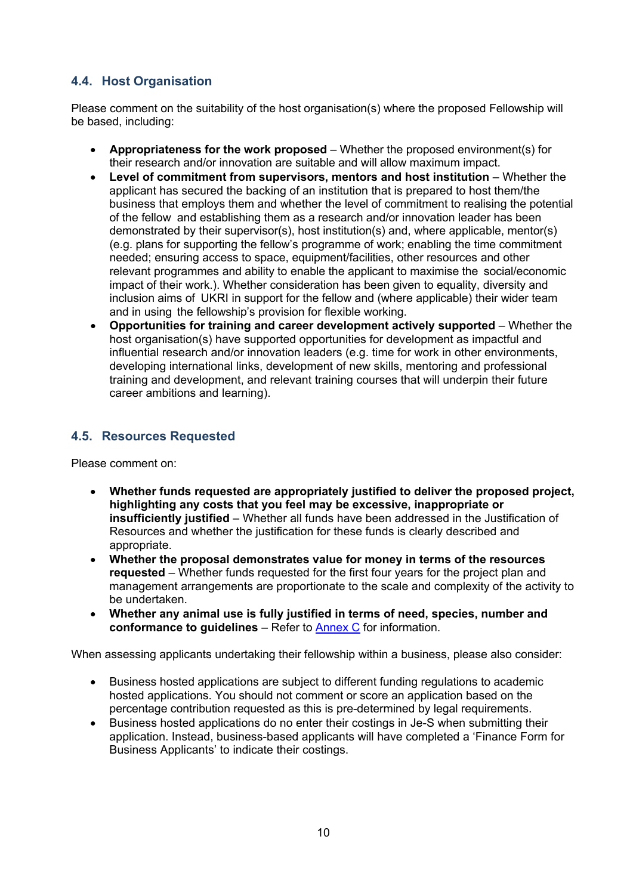### 4.4. Host Organisation

Please comment on the suitability of the host organisation(s) where the proposed Fellowship will be based, including:

- **Appropriateness for the work proposed** – Whether the proposed environment(s) for their research and/or innovation are suitable and will allow maximum impact.
- **Level of commitment from supervisors, mentors and host institution** – Whether the applicant has secured the backing of an institution that is prepared to host them/the business that employs them and whether the level of commitment to realising the potential of the fellow and establishing them as a research and/or innovation leader has been demonstrated by their supervisor(s), host institution(s) and, where applicable, mentor(s) (e.g. plans for supporting the fellow's programme of work; enabling the time commitment needed; ensuring access to space, equipment/facilities, other resources and other relevant programmes and ability to enable the applicant to maximise the social/economic impact of their work.). Whether consideration has been given to equality, diversity and inclusion aims of UKRI in support for the fellow and (where applicable) their wider team and in using the fellowship's provision for flexible working.
- **Opportunities for training and career development actively supported** – Whether the host organisation(s) have supported opportunities for development as impactful and influential research and/or innovation leaders (e.g. time for work in other environments, developing international links, development of new skills, mentoring and professional training and development, and relevant training courses that will underpin their future career ambitions and learning).

### 4.5. Resources Requested

Please comment on:

- **Whether funds requested are appropriately justified to deliver the proposed project, highlighting any costs that you feel may be excessive, inappropriate or insufficiently justified** – Whether all funds have been addressed in the Justification of Resources and whether the justification for these funds is clearly described and appropriate.
- **Whether the proposal demonstrates value for money in terms of the resources requested** – Whether funds requested for the first four years for the project plan and management arrangements are proportionate to the scale and complexity of the activity to be undertaken.
- **Whether any animal use is fully justified in terms of need, species, number and conformance to guidelines** – Refer to [Annex C] for information.

When assessing applicants undertaking their fellowship within a business, please also consider:

- Business hosted applications are subject to different funding regulations to academic hosted applications. You should not comment or score an application based on the percentage contribution requested as this is pre-determined by legal requirements.
- Business hosted applications do no enter their costings in Je-S when submitting their application. Instead, business-based applicants will have completed a 'Finance Form for Business Applicants' to indicate their costings.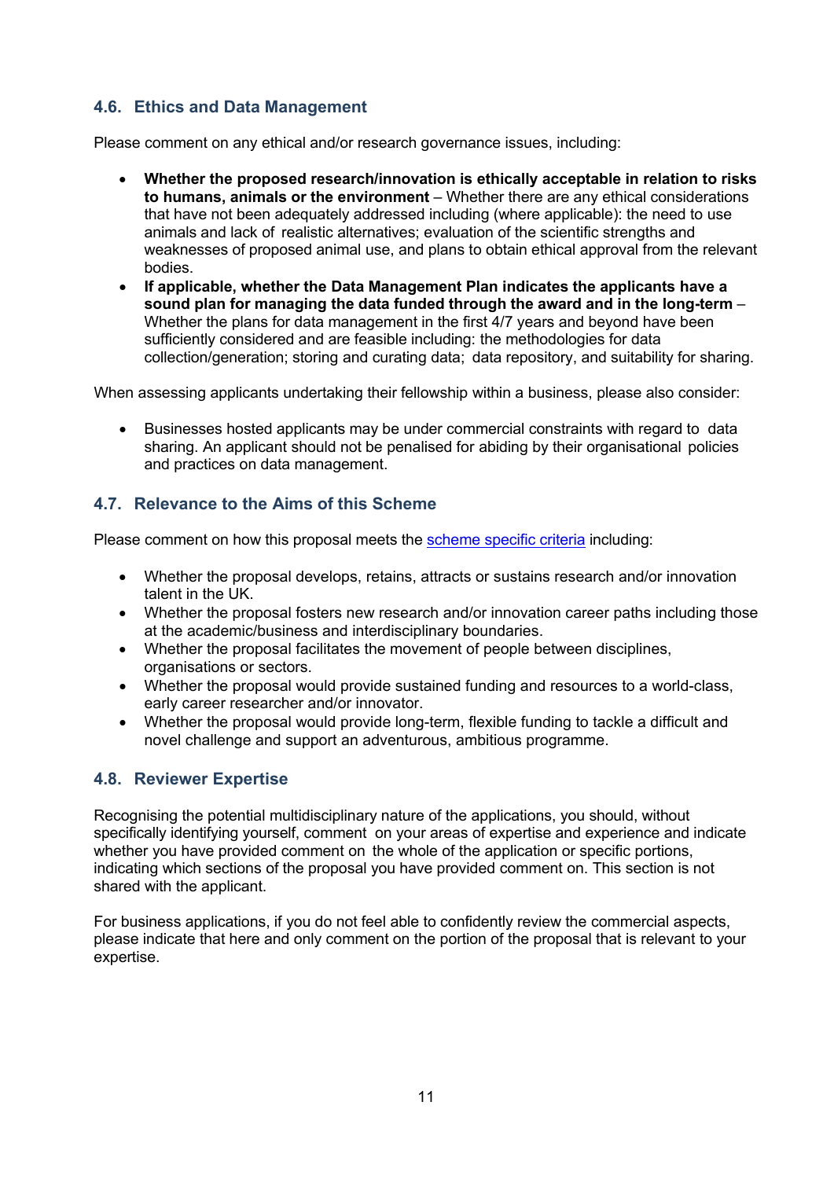### 4.6. Ethics and Data Management

Please comment on any ethical and/or research governance issues, including:

- **Whether the proposed research/innovation is ethically acceptable in relation to risks to humans, animals or the environment** – Whether there are any ethical considerations that have not been adequately addressed including (where applicable): the need to use animals and lack of realistic alternatives; evaluation of the scientific strengths and weaknesses of proposed animal use, and plans to obtain ethical approval from the relevant bodies.
- **If applicable, whether the Data Management Plan indicates the applicants have a sound plan for managing the data funded through the award and in the long-term** – Whether the plans for data management in the first 4/7 years and beyond have been sufficiently considered and are feasible including: the methodologies for data collection/generation; storing and curating data; data repository, and suitability for sharing.

When assessing applicants undertaking their fellowship within a business, please also consider:

- Businesses hosted applicants may be under commercial constraints with regard to data sharing. An applicant should not be penalised for abiding by their organisational policies and practices on data management.

### 4.7. Relevance to the Aims of this Scheme

Please comment on how this proposal meets the scheme specific criteria including:

- Whether the proposal develops, retains, attracts or sustains research and/or innovation talent in the UK.
- Whether the proposal fosters new research and/or innovation career paths including those at the academic/business and interdisciplinary boundaries.
- Whether the proposal facilitates the movement of people between disciplines, organisations or sectors.
- Whether the proposal would provide sustained funding and resources to a world-class, early career researcher and/or innovator.
- Whether the proposal would provide long-term, flexible funding to tackle a difficult and novel challenge and support an adventurous, ambitious programme.

### 4.8. Reviewer Expertise

Recognising the potential multidisciplinary nature of the applications, you should, without specifically identifying yourself, comment on your areas of expertise and experience and indicate whether you have provided comment on the whole of the application or specific portions, indicating which sections of the proposal you have provided comment on. This section is not shared with the applicant.

For business applications, if you do not feel able to confidently review the commercial aspects, please indicate that here and only comment on the portion of the proposal that is relevant to your expertise.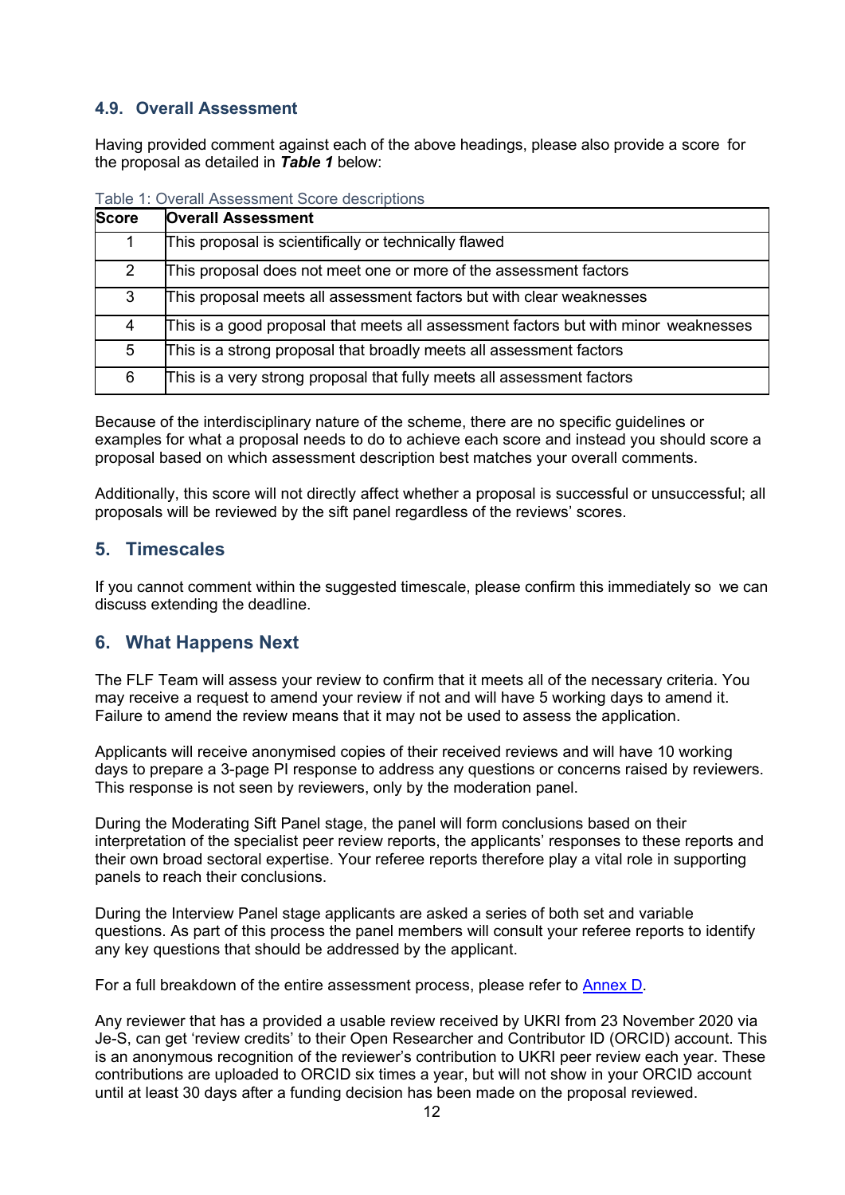### 4.9. Overall Assessment

Having provided comment against each of the above headings, please also provide a score for the proposal as detailed in ***Table 1*** below:

Table 1: Overall Assessment Score descriptions

| Score | Overall Assessment |
|---|---|
| 1 | This proposal is scientifically or technically flawed |
| 2 | This proposal does not meet one or more of the assessment factors |
| 3 | This proposal meets all assessment factors but with clear weaknesses |
| 4 | This is a good proposal that meets all assessment factors but with minor weaknesses |
| 5 | This is a strong proposal that broadly meets all assessment factors |
| 6 | This is a very strong proposal that fully meets all assessment factors |

Because of the interdisciplinary nature of the scheme, there are no specific guidelines or examples for what a proposal needs to do to achieve each score and instead you should score a proposal based on which assessment description best matches your overall comments.

Additionally, this score will not directly affect whether a proposal is successful or unsuccessful; all proposals will be reviewed by the sift panel regardless of the reviews' scores.

## 5. Timescales

If you cannot comment within the suggested timescale, please confirm this immediately so we can discuss extending the deadline.

## 6. What Happens Next

The FLF Team will assess your review to confirm that it meets all of the necessary criteria. You may receive a request to amend your review if not and will have 5 working days to amend it. Failure to amend the review means that it may not be used to assess the application.

Applicants will receive anonymised copies of their received reviews and will have 10 working days to prepare a 3-page PI response to address any questions or concerns raised by reviewers. This response is not seen by reviewers, only by the moderation panel.

During the Moderating Sift Panel stage, the panel will form conclusions based on their interpretation of the specialist peer review reports, the applicants' responses to these reports and their own broad sectoral expertise. Your referee reports therefore play a vital role in supporting panels to reach their conclusions.

During the Interview Panel stage applicants are asked a series of both set and variable questions. As part of this process the panel members will consult your referee reports to identify any key questions that should be addressed by the applicant.

For a full breakdown of the entire assessment process, please refer to Annex D.

Any reviewer that has a provided a usable review received by UKRI from 23 November 2020 via Je-S, can get 'review credits' to their Open Researcher and Contributor ID (ORCID) account. This is an anonymous recognition of the reviewer's contribution to UKRI peer review each year. These contributions are uploaded to ORCID six times a year, but will not show in your ORCID account until at least 30 days after a funding decision has been made on the proposal reviewed.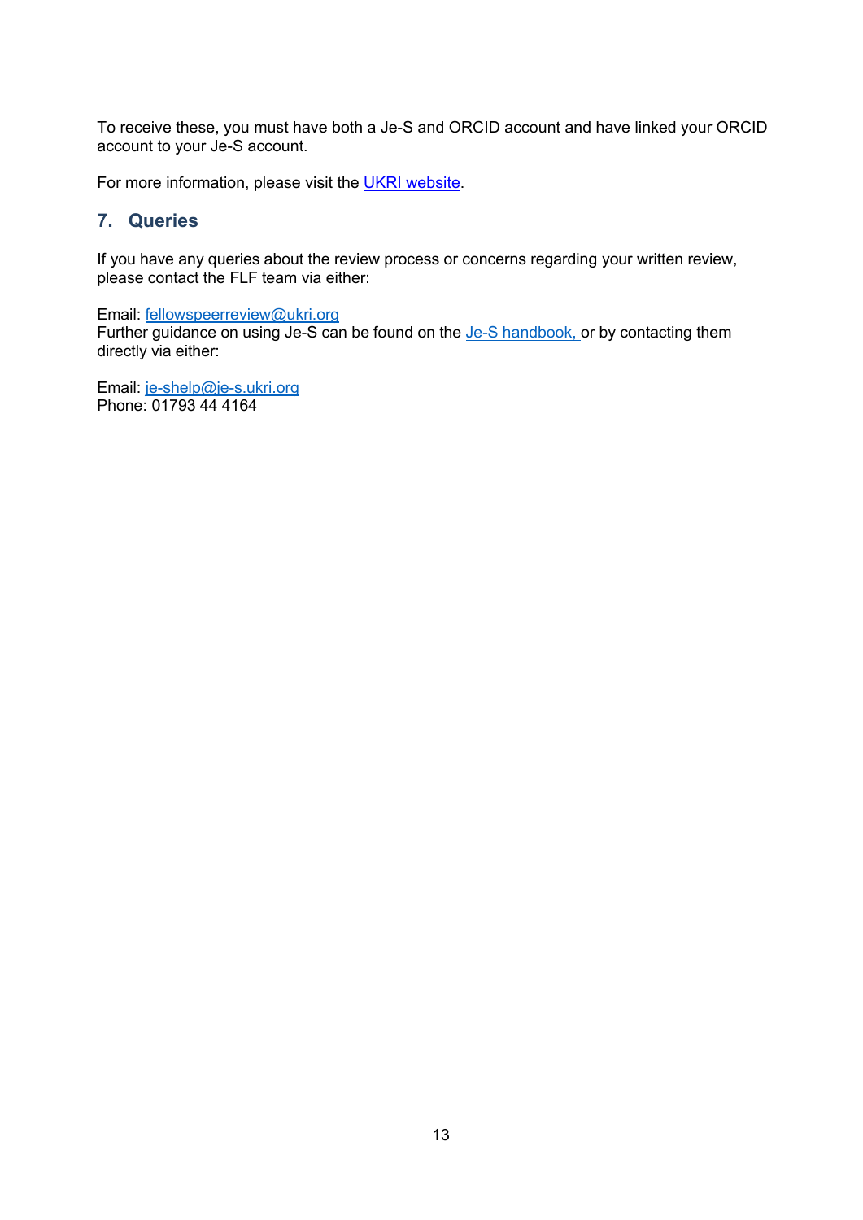To receive these, you must have both a Je-S and ORCID account and have linked your ORCID account to your Je-S account.

For more information, please visit the UKRI website.

## 7. Queries

If you have any queries about the review process or concerns regarding your written review, please contact the FLF team via either:

Email: fellowspeerreview@ukri.org
Further guidance on using Je-S can be found on the Je-S handbook, or by contacting them directly via either:

Email: je-shelp@je-s.ukri.org
Phone: 01793 44 4164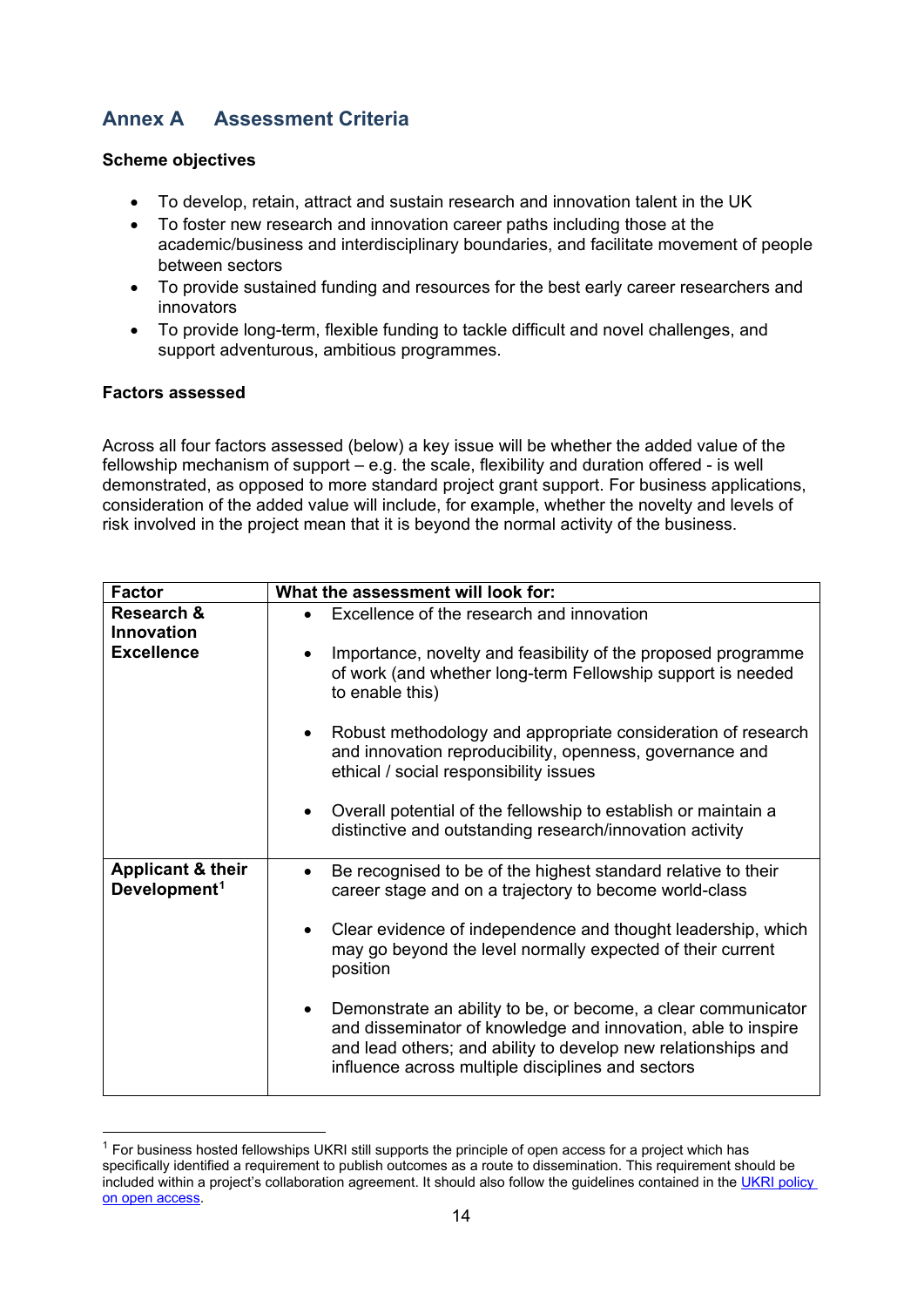## Annex A Assessment Criteria

**Scheme objectives**

- To develop, retain, attract and sustain research and innovation talent in the UK
- To foster new research and innovation career paths including those at the academic/business and interdisciplinary boundaries, and facilitate movement of people between sectors
- To provide sustained funding and resources for the best early career researchers and innovators
- To provide long-term, flexible funding to tackle difficult and novel challenges, and support adventurous, ambitious programmes.

**Factors assessed**

Across all four factors assessed (below) a key issue will be whether the added value of the fellowship mechanism of support – e.g. the scale, flexibility and duration offered - is well demonstrated, as opposed to more standard project grant support. For business applications, consideration of the added value will include, for example, whether the novelty and levels of risk involved in the project mean that it is beyond the normal activity of the business.

| Factor | What the assessment will look for: |
|---|---|
| **Research & Innovation Excellence** | • Excellence of the research and innovation<br>• Importance, novelty and feasibility of the proposed programme of work (and whether long-term Fellowship support is needed to enable this)<br>• Robust methodology and appropriate consideration of research and innovation reproducibility, openness, governance and ethical / social responsibility issues<br>• Overall potential of the fellowship to establish or maintain a distinctive and outstanding research/innovation activity |
| **Applicant & their Development**[1] | • Be recognised to be of the highest standard relative to their career stage and on a trajectory to become world-class<br>• Clear evidence of independence and thought leadership, which may go beyond the level normally expected of their current position<br>• Demonstrate an ability to be, or become, a clear communicator and disseminator of knowledge and innovation, able to inspire and lead others; and ability to develop new relationships and influence across multiple disciplines and sectors |

[1] For business hosted fellowships UKRI still supports the principle of open access for a project which has specifically identified a requirement to publish outcomes as a route to dissemination. This requirement should be included within a project's collaboration agreement. It should also follow the guidelines contained in the UKRI policy on open access.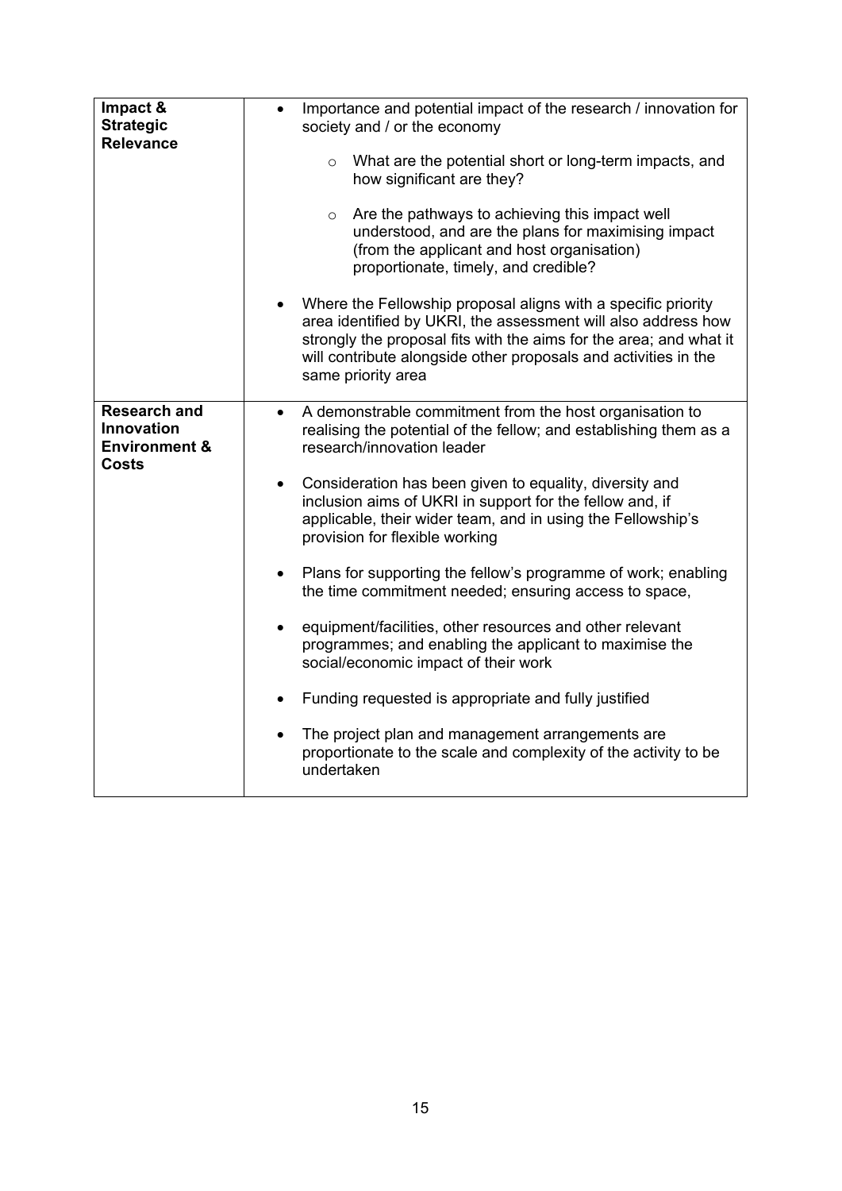| | |
|---|---|
| **Impact & Strategic Relevance** | • Importance and potential impact of the research / innovation for society and / or the economy<br>&nbsp;&nbsp;&nbsp;&nbsp;○ What are the potential short or long-term impacts, and how significant are they?<br>&nbsp;&nbsp;&nbsp;&nbsp;○ Are the pathways to achieving this impact well understood, and are the plans for maximising impact (from the applicant and host organisation) proportionate, timely, and credible?<br>• Where the Fellowship proposal aligns with a specific priority area identified by UKRI, the assessment will also address how strongly the proposal fits with the aims for the area; and what it will contribute alongside other proposals and activities in the same priority area |
| **Research and Innovation Environment & Costs** | • A demonstrable commitment from the host organisation to realising the potential of the fellow; and establishing them as a research/innovation leader<br>• Consideration has been given to equality, diversity and inclusion aims of UKRI in support for the fellow and, if applicable, their wider team, and in using the Fellowship's provision for flexible working<br>• Plans for supporting the fellow's programme of work; enabling the time commitment needed; ensuring access to space,<br>• equipment/facilities, other resources and other relevant programmes; and enabling the applicant to maximise the social/economic impact of their work<br>• Funding requested is appropriate and fully justified<br>• The project plan and management arrangements are proportionate to the scale and complexity of the activity to be undertaken |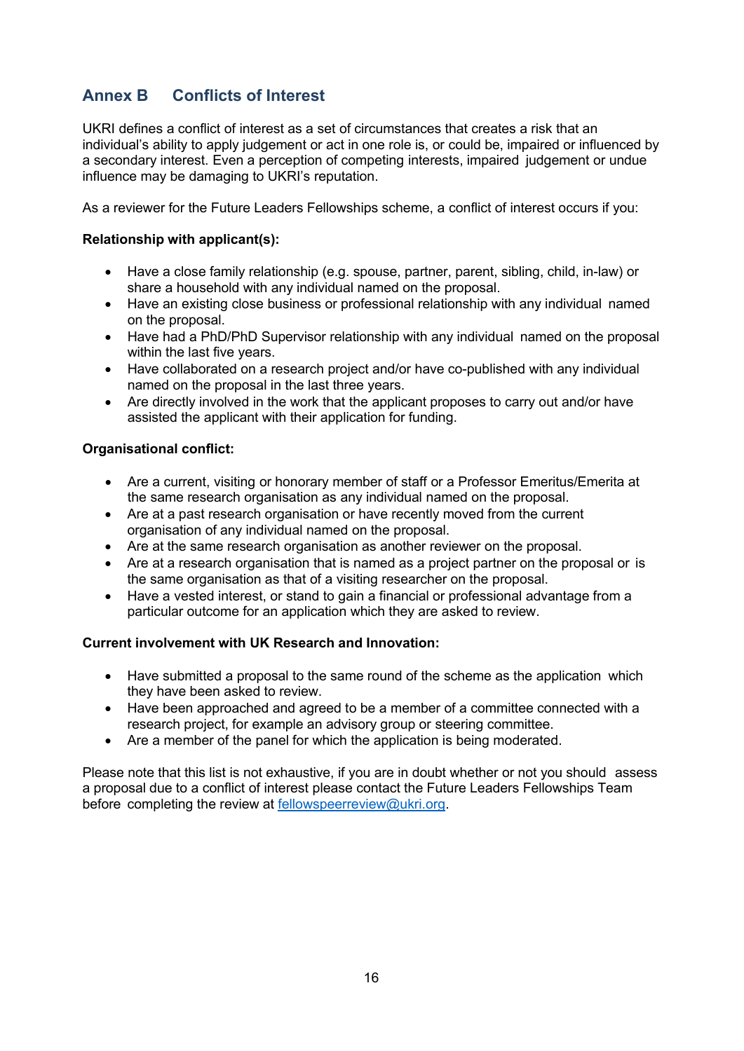## Annex B Conflicts of Interest

UKRI defines a conflict of interest as a set of circumstances that creates a risk that an individual's ability to apply judgement or act in one role is, or could be, impaired or influenced by a secondary interest. Even a perception of competing interests, impaired judgement or undue influence may be damaging to UKRI's reputation.

As a reviewer for the Future Leaders Fellowships scheme, a conflict of interest occurs if you:

**Relationship with applicant(s):**

- Have a close family relationship (e.g. spouse, partner, parent, sibling, child, in-law) or share a household with any individual named on the proposal.
- Have an existing close business or professional relationship with any individual named on the proposal.
- Have had a PhD/PhD Supervisor relationship with any individual named on the proposal within the last five years.
- Have collaborated on a research project and/or have co-published with any individual named on the proposal in the last three years.
- Are directly involved in the work that the applicant proposes to carry out and/or have assisted the applicant with their application for funding.

**Organisational conflict:**

- Are a current, visiting or honorary member of staff or a Professor Emeritus/Emerita at the same research organisation as any individual named on the proposal.
- Are at a past research organisation or have recently moved from the current organisation of any individual named on the proposal.
- Are at the same research organisation as another reviewer on the proposal.
- Are at a research organisation that is named as a project partner on the proposal or is the same organisation as that of a visiting researcher on the proposal.
- Have a vested interest, or stand to gain a financial or professional advantage from a particular outcome for an application which they are asked to review.

**Current involvement with UK Research and Innovation:**

- Have submitted a proposal to the same round of the scheme as the application which they have been asked to review.
- Have been approached and agreed to be a member of a committee connected with a research project, for example an advisory group or steering committee.
- Are a member of the panel for which the application is being moderated.

Please note that this list is not exhaustive, if you are in doubt whether or not you should assess a proposal due to a conflict of interest please contact the Future Leaders Fellowships Team before completing the review at fellowspeerreview@ukri.org.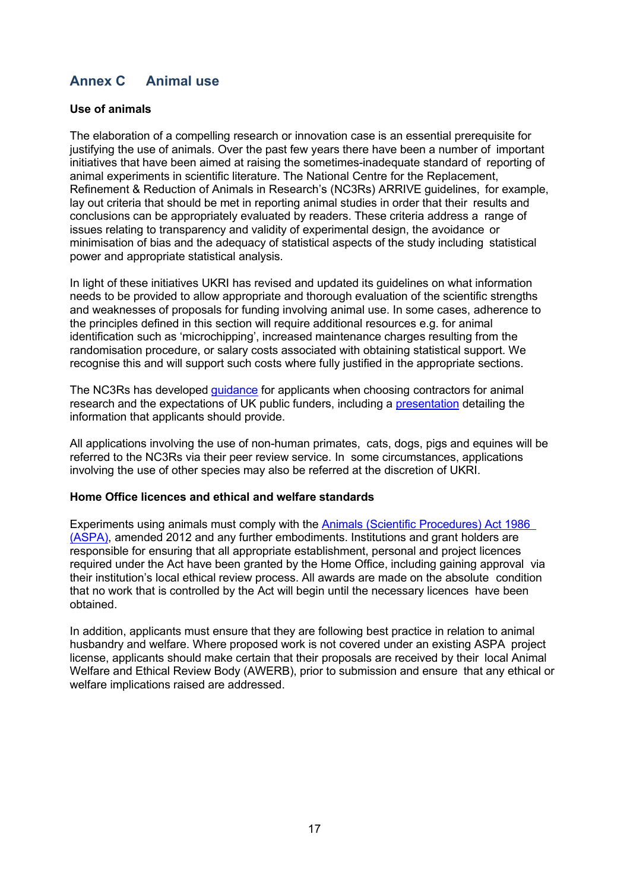## Annex C Animal use

**Use of animals**

The elaboration of a compelling research or innovation case is an essential prerequisite for justifying the use of animals. Over the past few years there have been a number of important initiatives that have been aimed at raising the sometimes-inadequate standard of reporting of animal experiments in scientific literature. The National Centre for the Replacement, Refinement & Reduction of Animals in Research's (NC3Rs) ARRIVE guidelines, for example, lay out criteria that should be met in reporting animal studies in order that their results and conclusions can be appropriately evaluated by readers. These criteria address a range of issues relating to transparency and validity of experimental design, the avoidance or minimisation of bias and the adequacy of statistical aspects of the study including statistical power and appropriate statistical analysis.

In light of these initiatives UKRI has revised and updated its guidelines on what information needs to be provided to allow appropriate and thorough evaluation of the scientific strengths and weaknesses of proposals for funding involving animal use. In some cases, adherence to the principles defined in this section will require additional resources e.g. for animal identification such as 'microchipping', increased maintenance charges resulting from the randomisation procedure, or salary costs associated with obtaining statistical support. We recognise this and will support such costs where fully justified in the appropriate sections.

The NC3Rs has developed guidance for applicants when choosing contractors for animal research and the expectations of UK public funders, including a presentation detailing the information that applicants should provide.

All applications involving the use of non-human primates, cats, dogs, pigs and equines will be referred to the NC3Rs via their peer review service. In some circumstances, applications involving the use of other species may also be referred at the discretion of UKRI.

**Home Office licences and ethical and welfare standards**

Experiments using animals must comply with the Animals (Scientific Procedures) Act 1986 (ASPA), amended 2012 and any further embodiments. Institutions and grant holders are responsible for ensuring that all appropriate establishment, personal and project licences required under the Act have been granted by the Home Office, including gaining approval via their institution's local ethical review process. All awards are made on the absolute condition that no work that is controlled by the Act will begin until the necessary licences have been obtained.

In addition, applicants must ensure that they are following best practice in relation to animal husbandry and welfare. Where proposed work is not covered under an existing ASPA project license, applicants should make certain that their proposals are received by their local Animal Welfare and Ethical Review Body (AWERB), prior to submission and ensure that any ethical or welfare implications raised are addressed.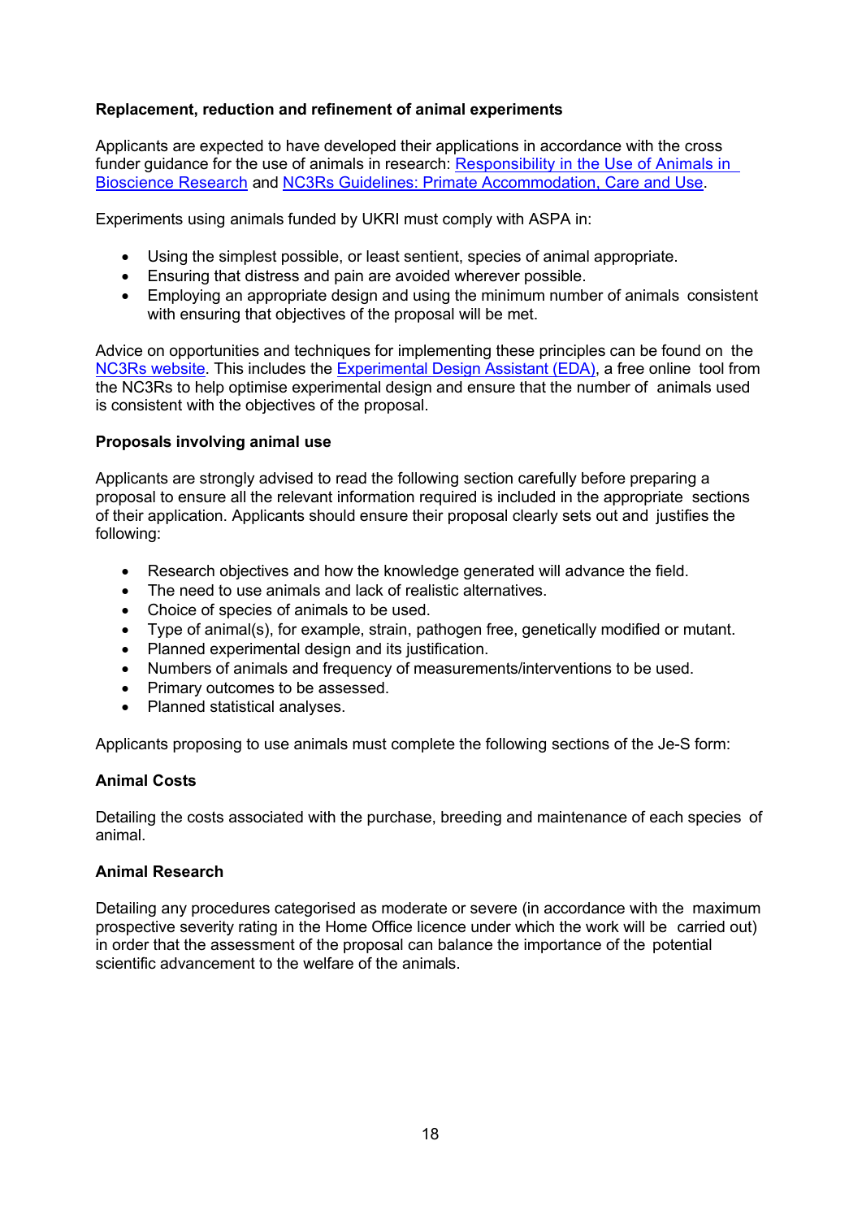**Replacement, reduction and refinement of animal experiments**

Applicants are expected to have developed their applications in accordance with the cross funder guidance for the use of animals in research: Responsibility in the Use of Animals in Bioscience Research and NC3Rs Guidelines: Primate Accommodation, Care and Use.

Experiments using animals funded by UKRI must comply with ASPA in:

- Using the simplest possible, or least sentient, species of animal appropriate.
- Ensuring that distress and pain are avoided wherever possible.
- Employing an appropriate design and using the minimum number of animals consistent with ensuring that objectives of the proposal will be met.

Advice on opportunities and techniques for implementing these principles can be found on the NC3Rs website. This includes the Experimental Design Assistant (EDA), a free online tool from the NC3Rs to help optimise experimental design and ensure that the number of animals used is consistent with the objectives of the proposal.

**Proposals involving animal use**

Applicants are strongly advised to read the following section carefully before preparing a proposal to ensure all the relevant information required is included in the appropriate sections of their application. Applicants should ensure their proposal clearly sets out and justifies the following:

- Research objectives and how the knowledge generated will advance the field.
- The need to use animals and lack of realistic alternatives.
- Choice of species of animals to be used.
- Type of animal(s), for example, strain, pathogen free, genetically modified or mutant.
- Planned experimental design and its justification.
- Numbers of animals and frequency of measurements/interventions to be used.
- Primary outcomes to be assessed.
- Planned statistical analyses.

Applicants proposing to use animals must complete the following sections of the Je-S form:

**Animal Costs**

Detailing the costs associated with the purchase, breeding and maintenance of each species of animal.

**Animal Research**

Detailing any procedures categorised as moderate or severe (in accordance with the maximum prospective severity rating in the Home Office licence under which the work will be carried out) in order that the assessment of the proposal can balance the importance of the potential scientific advancement to the welfare of the animals.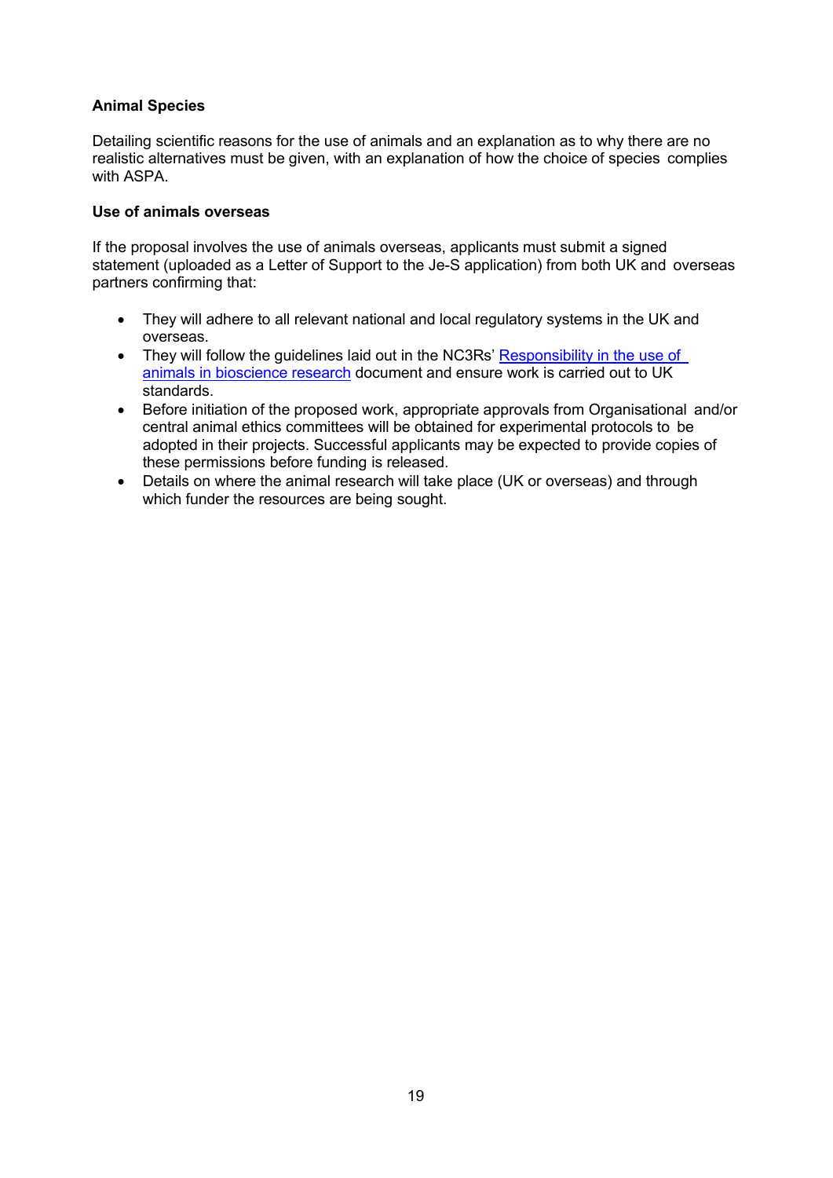**Animal Species**

Detailing scientific reasons for the use of animals and an explanation as to why there are no realistic alternatives must be given, with an explanation of how the choice of species complies with ASPA.

**Use of animals overseas**

If the proposal involves the use of animals overseas, applicants must submit a signed statement (uploaded as a Letter of Support to the Je-S application) from both UK and overseas partners confirming that:

- They will adhere to all relevant national and local regulatory systems in the UK and overseas.
- They will follow the guidelines laid out in the NC3Rs' Responsibility in the use of animals in bioscience research document and ensure work is carried out to UK standards.
- Before initiation of the proposed work, appropriate approvals from Organisational and/or central animal ethics committees will be obtained for experimental protocols to be adopted in their projects. Successful applicants may be expected to provide copies of these permissions before funding is released.
- Details on where the animal research will take place (UK or overseas) and through which funder the resources are being sought.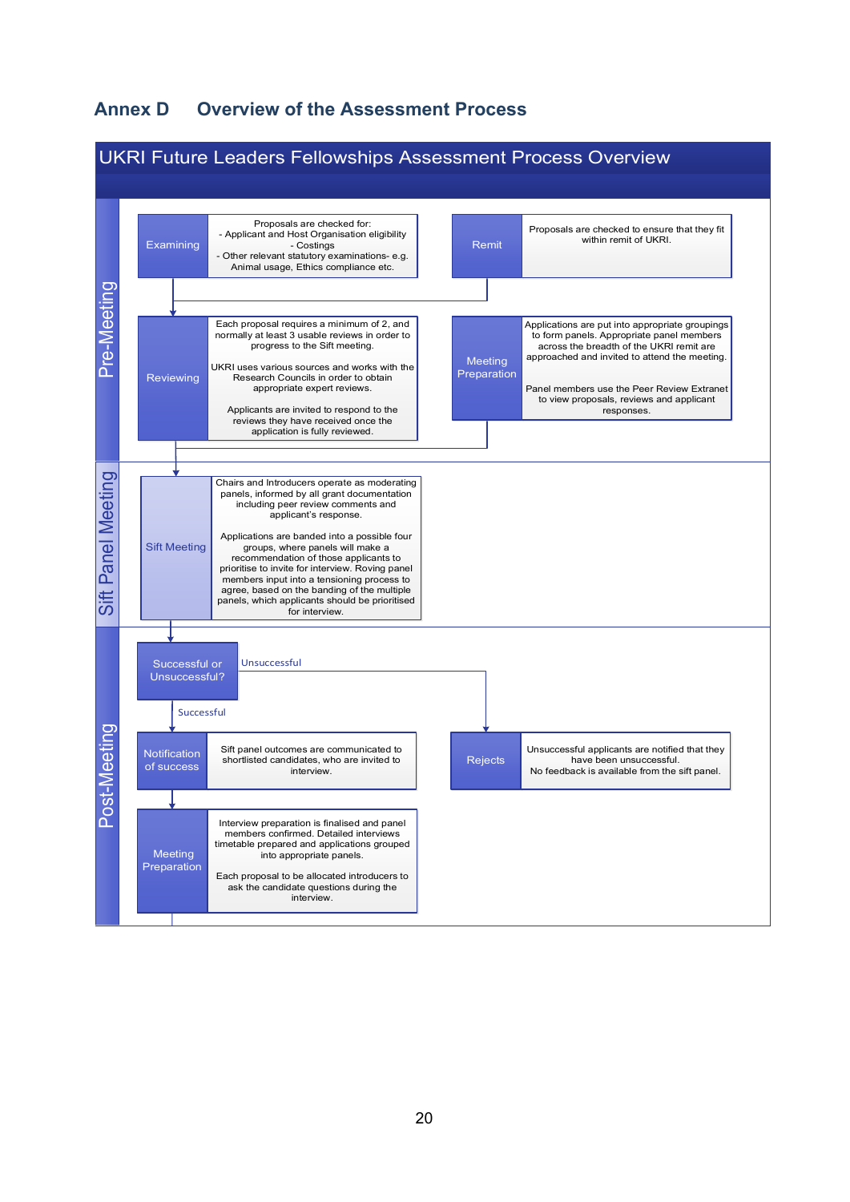## Annex D Overview of the Assessment Process

### UKRI Future Leaders Fellowships Assessment Process Overview

#### Pre-Meeting

**Examining**

Proposals are checked for:
- Applicant and Host Organisation eligibility
- Costings
- Other relevant statutory examinations- e.g. Animal usage, Ethics compliance etc.

**Remit**

Proposals are checked to ensure that they fit within remit of UKRI.

**Reviewing**

Each proposal requires a minimum of 2, and normally at least 3 usable reviews in order to progress to the Sift meeting.

UKRI uses various sources and works with the Research Councils in order to obtain appropriate expert reviews.

Applicants are invited to respond to the reviews they have received once the application is fully reviewed.

**Meeting Preparation**

Applications are put into appropriate groupings to form panels. Appropriate panel members across the breadth of the UKRI remit are approached and invited to attend the meeting.

Panel members use the Peer Review Extranet to view proposals, reviews and applicant responses.

#### Sift Panel Meeting

**Sift Meeting**

Chairs and Introducers operate as moderating panels, informed by all grant documentation including peer review comments and applicant's response.

Applications are banded into a possible four groups, where panels will make a recommendation of those applicants to prioritise to invite for interview. Roving panel members input into a tensioning process to agree, based on the banding of the multiple panels, which applicants should be prioritised for interview.

#### Post-Meeting

**Successful or Unsuccessful?**

- Successful → Notification of success
- Unsuccessful → Rejects

**Notification of success**

Sift panel outcomes are communicated to shortlisted candidates, who are invited to interview.

**Rejects**

Unsuccessful applicants are notified that they have been unsuccessful.
No feedback is available from the sift panel.

**Meeting Preparation**

Interview preparation is finalised and panel members confirmed. Detailed interviews timetable prepared and applications grouped into appropriate panels.

Each proposal to be allocated introducers to ask the candidate questions during the interview.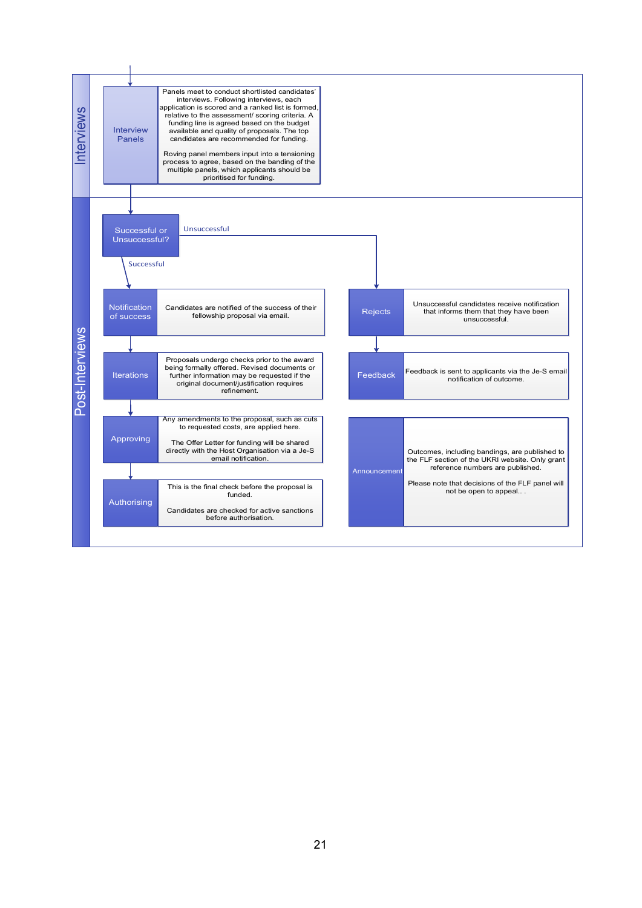## Interviews

**Interview Panels**

Panels meet to conduct shortlisted candidates' interviews. Following interviews, each application is scored and a ranked list is formed, relative to the assessment/ scoring criteria. A funding line is agreed based on the budget available and quality of proposals. The top candidates are recommended for funding.

Roving panel members input into a tensioning process to agree, based on the banding of the multiple panels, which applicants should be prioritised for funding.

## Post-Interviews

**Successful or Unsuccessful?**

**Successful:**

**Notification of success**

Candidates are notified of the success of their fellowship proposal via email.

**Iterations**

Proposals undergo checks prior to the award being formally offered. Revised documents or further information may be requested if the original document/justification requires refinement.

**Approving**

Any amendments to the proposal, such as cuts to requested costs, are applied here.

The Offer Letter for funding will be shared directly with the Host Organisation via a Je-S email notification.

**Authorising**

This is the final check before the proposal is funded.

Candidates are checked for active sanctions before authorisation.

**Unsuccessful:**

**Rejects**

Unsuccessful candidates receive notification that informs them that they have been unsuccessful.

**Feedback**

Feedback is sent to applicants via the Je-S email notification of outcome.

**Announcement**

Outcomes, including bandings, are published to the FLF section of the UKRI website. Only grant reference numbers are published.

Please note that decisions of the FLF panel will not be open to appeal.. .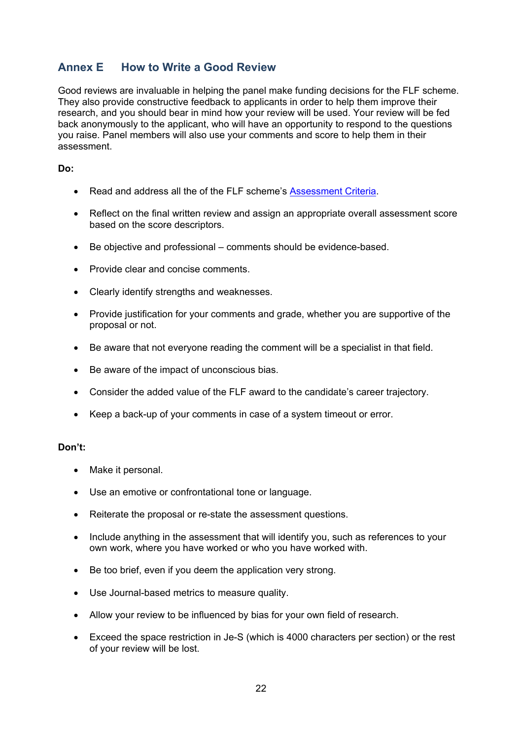## Annex E How to Write a Good Review

Good reviews are invaluable in helping the panel make funding decisions for the FLF scheme. They also provide constructive feedback to applicants in order to help them improve their research, and you should bear in mind how your review will be used. Your review will be fed back anonymously to the applicant, who will have an opportunity to respond to the questions you raise. Panel members will also use your comments and score to help them in their assessment.

**Do:**

- Read and address all the of the FLF scheme's [Assessment Criteria](Assessment Criteria).
- Reflect on the final written review and assign an appropriate overall assessment score based on the score descriptors.
- Be objective and professional – comments should be evidence-based.
- Provide clear and concise comments.
- Clearly identify strengths and weaknesses.
- Provide justification for your comments and grade, whether you are supportive of the proposal or not.
- Be aware that not everyone reading the comment will be a specialist in that field.
- Be aware of the impact of unconscious bias.
- Consider the added value of the FLF award to the candidate's career trajectory.
- Keep a back-up of your comments in case of a system timeout or error.

**Don't:**

- Make it personal.
- Use an emotive or confrontational tone or language.
- Reiterate the proposal or re-state the assessment questions.
- Include anything in the assessment that will identify you, such as references to your own work, where you have worked or who you have worked with.
- Be too brief, even if you deem the application very strong.
- Use Journal-based metrics to measure quality.
- Allow your review to be influenced by bias for your own field of research.
- Exceed the space restriction in Je-S (which is 4000 characters per section) or the rest of your review will be lost.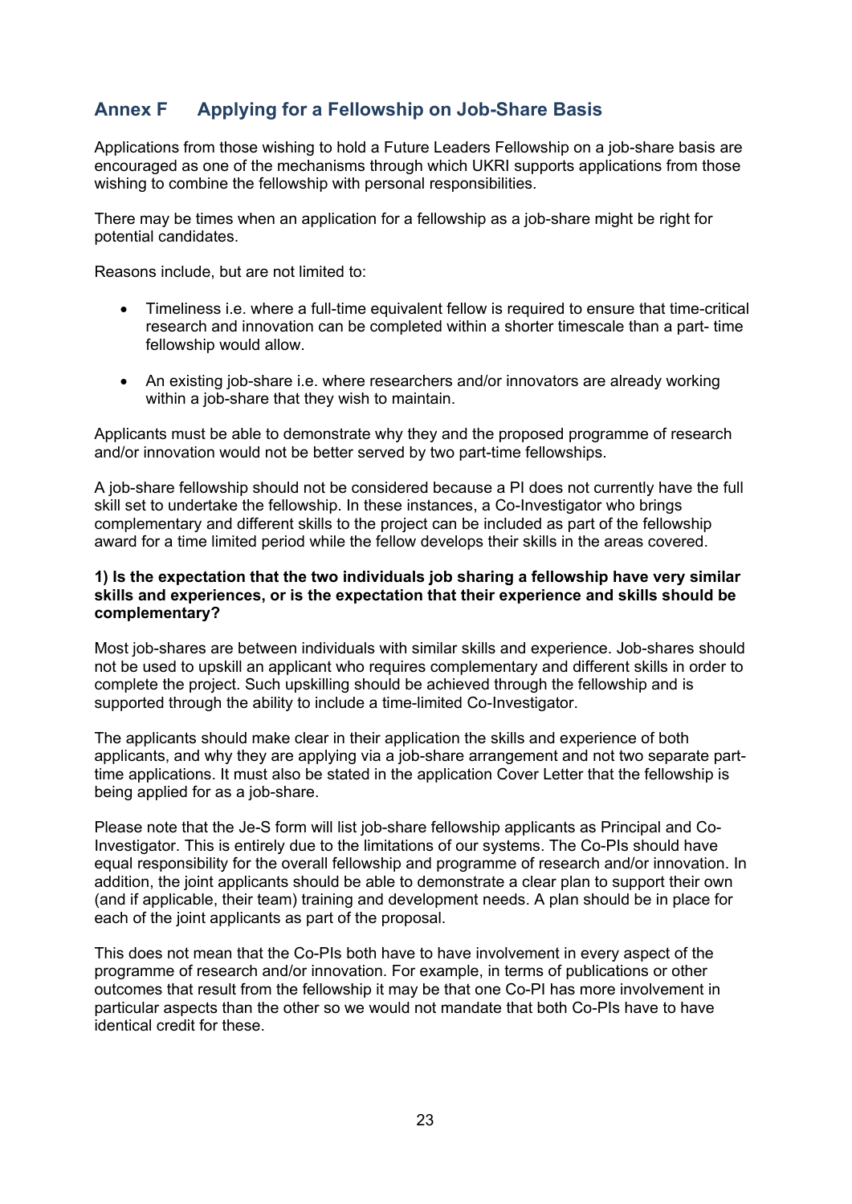## Annex F Applying for a Fellowship on Job-Share Basis

Applications from those wishing to hold a Future Leaders Fellowship on a job-share basis are encouraged as one of the mechanisms through which UKRI supports applications from those wishing to combine the fellowship with personal responsibilities.

There may be times when an application for a fellowship as a job-share might be right for potential candidates.

Reasons include, but are not limited to:

- Timeliness i.e. where a full-time equivalent fellow is required to ensure that time-critical research and innovation can be completed within a shorter timescale than a part- time fellowship would allow.
- An existing job-share i.e. where researchers and/or innovators are already working within a job-share that they wish to maintain.

Applicants must be able to demonstrate why they and the proposed programme of research and/or innovation would not be better served by two part-time fellowships.

A job-share fellowship should not be considered because a PI does not currently have the full skill set to undertake the fellowship. In these instances, a Co-Investigator who brings complementary and different skills to the project can be included as part of the fellowship award for a time limited period while the fellow develops their skills in the areas covered.

**1) Is the expectation that the two individuals job sharing a fellowship have very similar skills and experiences, or is the expectation that their experience and skills should be complementary?**

Most job-shares are between individuals with similar skills and experience. Job-shares should not be used to upskill an applicant who requires complementary and different skills in order to complete the project. Such upskilling should be achieved through the fellowship and is supported through the ability to include a time-limited Co-Investigator.

The applicants should make clear in their application the skills and experience of both applicants, and why they are applying via a job-share arrangement and not two separate part-time applications. It must also be stated in the application Cover Letter that the fellowship is being applied for as a job-share.

Please note that the Je-S form will list job-share fellowship applicants as Principal and Co-Investigator. This is entirely due to the limitations of our systems. The Co-PIs should have equal responsibility for the overall fellowship and programme of research and/or innovation. In addition, the joint applicants should be able to demonstrate a clear plan to support their own (and if applicable, their team) training and development needs. A plan should be in place for each of the joint applicants as part of the proposal.

This does not mean that the Co-PIs both have to have involvement in every aspect of the programme of research and/or innovation. For example, in terms of publications or other outcomes that result from the fellowship it may be that one Co-PI has more involvement in particular aspects than the other so we would not mandate that both Co-PIs have to have identical credit for these.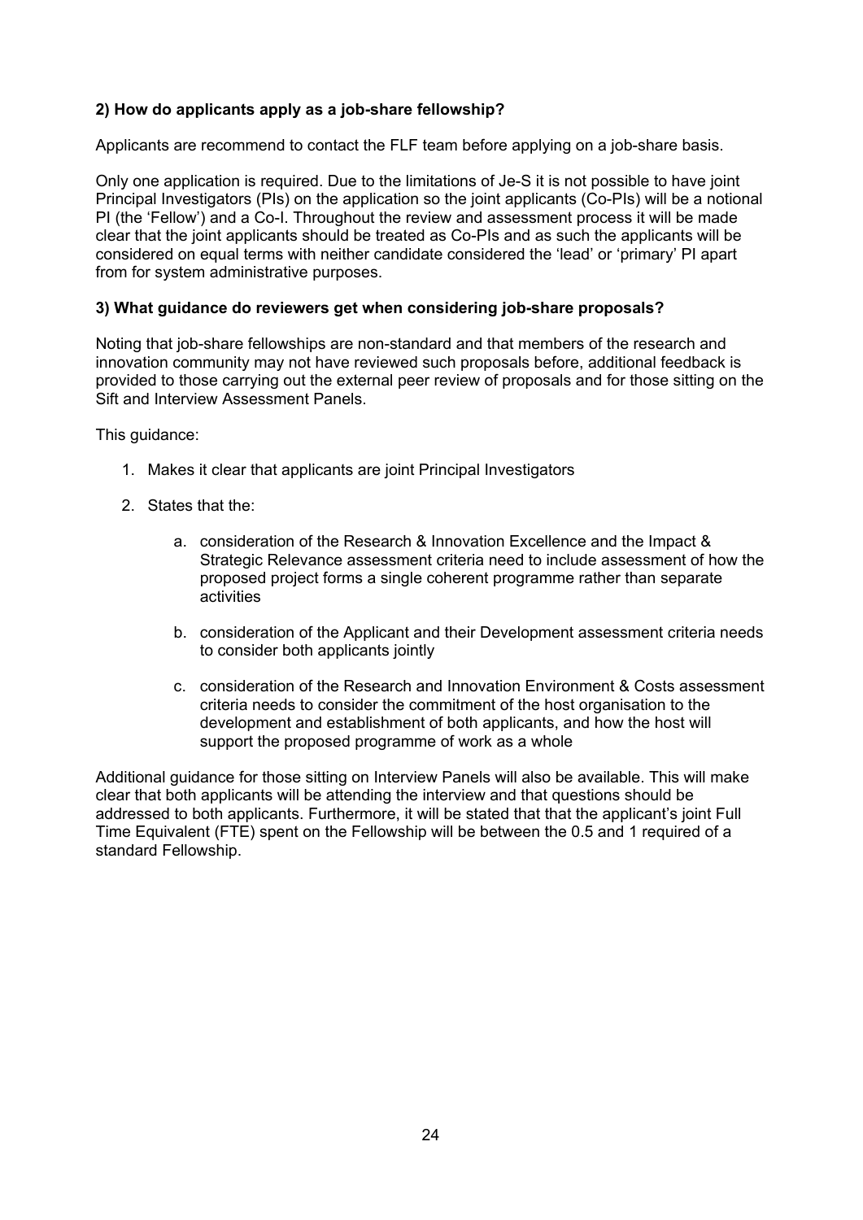**2) How do applicants apply as a job-share fellowship?**

Applicants are recommend to contact the FLF team before applying on a job-share basis.

Only one application is required. Due to the limitations of Je-S it is not possible to have joint Principal Investigators (PIs) on the application so the joint applicants (Co-PIs) will be a notional PI (the 'Fellow') and a Co-I. Throughout the review and assessment process it will be made clear that the joint applicants should be treated as Co-PIs and as such the applicants will be considered on equal terms with neither candidate considered the 'lead' or 'primary' PI apart from for system administrative purposes.

**3) What guidance do reviewers get when considering job-share proposals?**

Noting that job-share fellowships are non-standard and that members of the research and innovation community may not have reviewed such proposals before, additional feedback is provided to those carrying out the external peer review of proposals and for those sitting on the Sift and Interview Assessment Panels.

This guidance:

1. Makes it clear that applicants are joint Principal Investigators
2. States that the:
    a. consideration of the Research & Innovation Excellence and the Impact & Strategic Relevance assessment criteria need to include assessment of how the proposed project forms a single coherent programme rather than separate activities
    b. consideration of the Applicant and their Development assessment criteria needs to consider both applicants jointly
    c. consideration of the Research and Innovation Environment & Costs assessment criteria needs to consider the commitment of the host organisation to the development and establishment of both applicants, and how the host will support the proposed programme of work as a whole

Additional guidance for those sitting on Interview Panels will also be available. This will make clear that both applicants will be attending the interview and that questions should be addressed to both applicants. Furthermore, it will be stated that that the applicant's joint Full Time Equivalent (FTE) spent on the Fellowship will be between the 0.5 and 1 required of a standard Fellowship.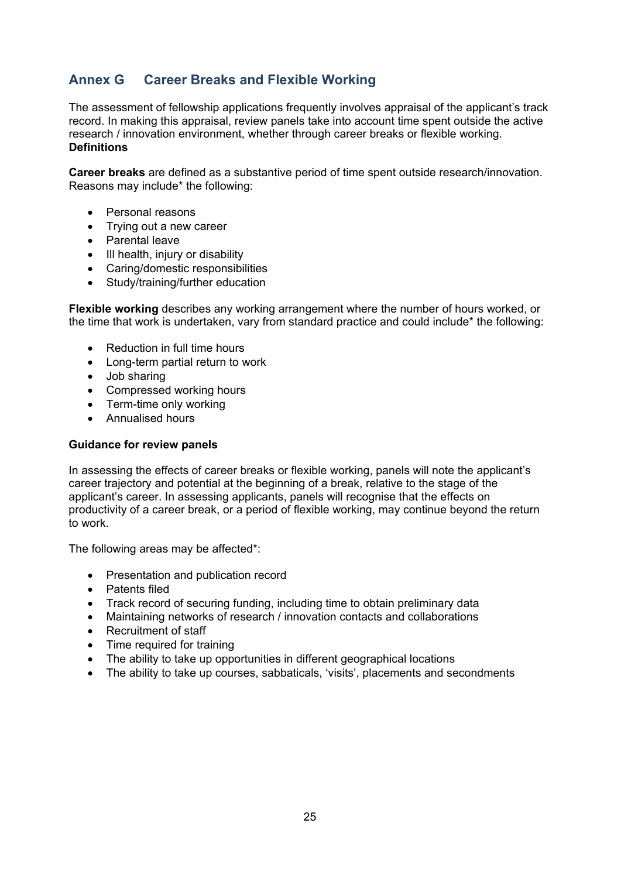## Annex G Career Breaks and Flexible Working

The assessment of fellowship applications frequently involves appraisal of the applicant's track record. In making this appraisal, review panels take into account time spent outside the active research / innovation environment, whether through career breaks or flexible working.
**Definitions**

**Career breaks** are defined as a substantive period of time spent outside research/innovation. Reasons may include* the following:

- Personal reasons
- Trying out a new career
- Parental leave
- Ill health, injury or disability
- Caring/domestic responsibilities
- Study/training/further education

**Flexible working** describes any working arrangement where the number of hours worked, or the time that work is undertaken, vary from standard practice and could include* the following:

- Reduction in full time hours
- Long-term partial return to work
- Job sharing
- Compressed working hours
- Term-time only working
- Annualised hours

**Guidance for review panels**

In assessing the effects of career breaks or flexible working, panels will note the applicant's career trajectory and potential at the beginning of a break, relative to the stage of the applicant's career. In assessing applicants, panels will recognise that the effects on productivity of a career break, or a period of flexible working, may continue beyond the return to work.

The following areas may be affected*:

- Presentation and publication record
- Patents filed
- Track record of securing funding, including time to obtain preliminary data
- Maintaining networks of research / innovation contacts and collaborations
- Recruitment of staff
- Time required for training
- The ability to take up opportunities in different geographical locations
- The ability to take up courses, sabbaticals, 'visits', placements and secondments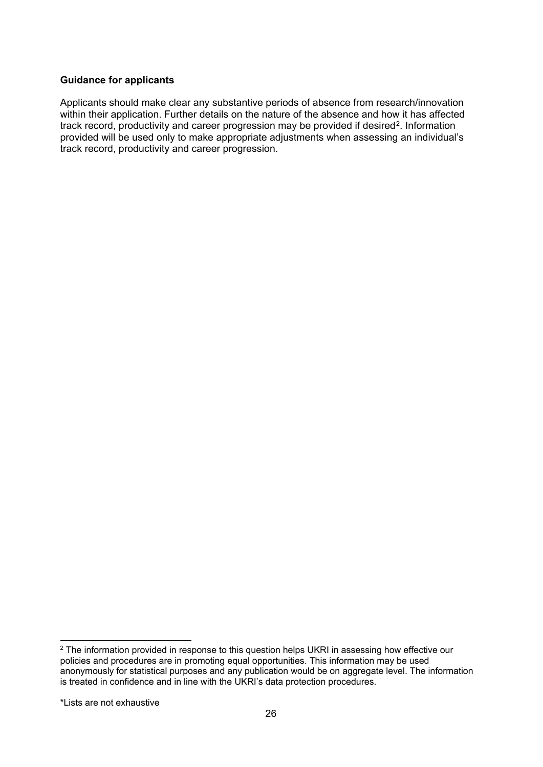**Guidance for applicants**

Applicants should make clear any substantive periods of absence from research/innovation within their application. Further details on the nature of the absence and how it has affected track record, productivity and career progression may be provided if desired[2]. Information provided will be used only to make appropriate adjustments when assessing an individual's track record, productivity and career progression.

[2] The information provided in response to this question helps UKRI in assessing how effective our policies and procedures are in promoting equal opportunities. This information may be used anonymously for statistical purposes and any publication would be on aggregate level. The information is treated in confidence and in line with the UKRI's data protection procedures.

*Lists are not exhaustive